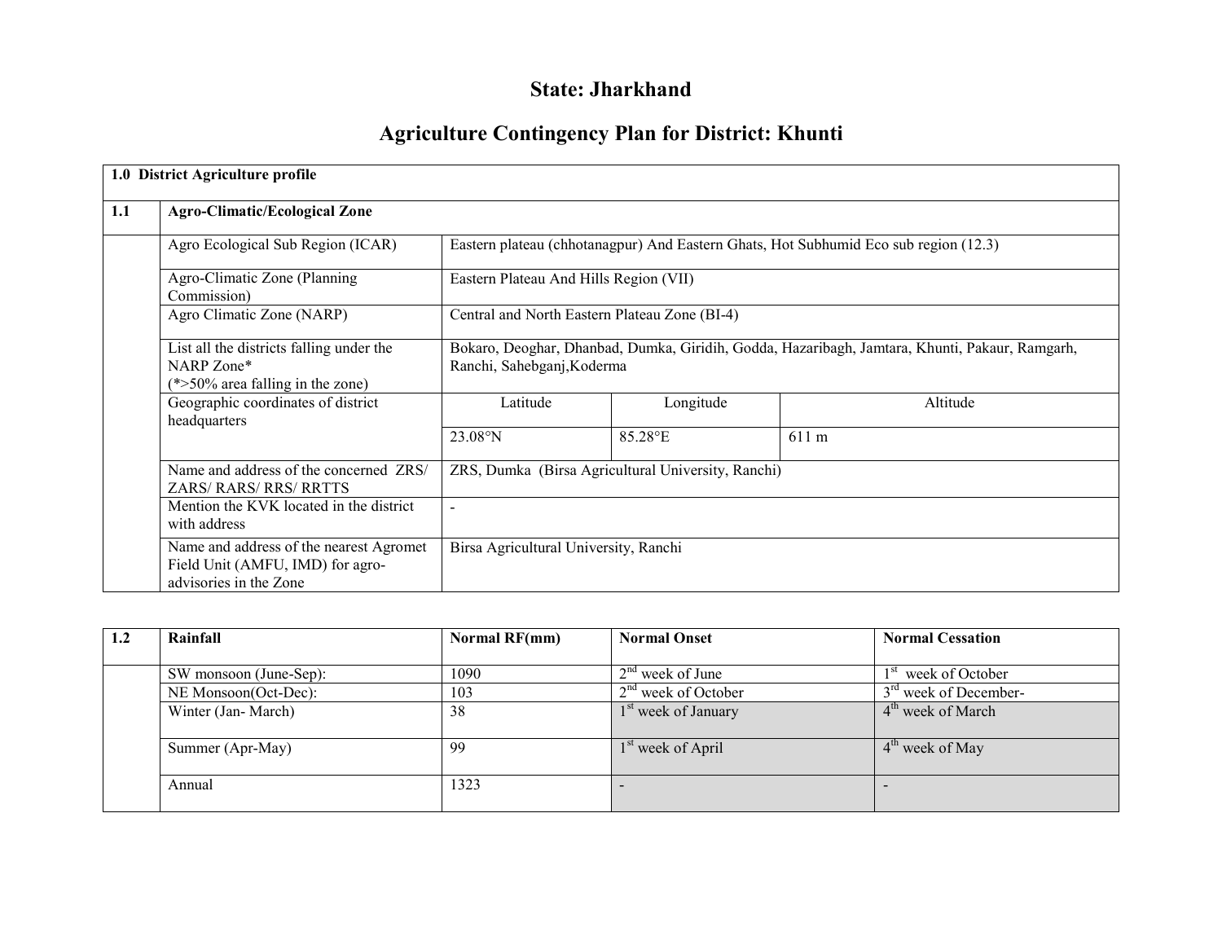# State: Jharkhand

## Agriculture Contingency Plan for District: Khunti

| **1.0 District Agriculture profile** | | | | |
|---|---|---|---|---|
| **1.1** | **Agro-Climatic/Ecological Zone** | | | |
| | Agro Ecological Sub Region (ICAR) | Eastern plateau (chhotanagpur) And Eastern Ghats, Hot Subhumid Eco sub region (12.3) | | |
| | Agro-Climatic Zone (Planning Commission) | Eastern Plateau And Hills Region (VII) | | |
| | Agro Climatic Zone (NARP) | Central and North Eastern Plateau Zone (BI-4) | | |
| | List all the districts falling under the NARP Zone* (*>50% area falling in the zone) | Bokaro, Deoghar, Dhanbad, Dumka, Giridih, Godda, Hazaribagh, Jamtara, Khunti, Pakaur, Ramgarh, Ranchi, Sahebganj,Koderma | | |
| | Geographic coordinates of district headquarters | Latitude | Longitude | Altitude |
| | | 23.08°N | 85.28°E | 611 m |
| | Name and address of the concerned ZRS/ ZARS/ RARS/ RRS/ RRTTS | ZRS, Dumka (Birsa Agricultural University, Ranchi) | | |
| | Mention the KVK located in the district with address | - | | |
| | Name and address of the nearest Agromet Field Unit (AMFU, IMD) for agro-advisories in the Zone | Birsa Agricultural University, Ranchi | | |

| **1.2** | **Rainfall** | **Normal RF(mm)** | **Normal Onset** | **Normal Cessation** |
|---|---|---|---|---|
| | SW monsoon (June-Sep): | 1090 | 2nd week of June | 1st week of October |
| | NE Monsoon(Oct-Dec): | 103 | 2nd week of October | 3rd week of December- |
| | Winter (Jan- March) | 38 | 1st week of January | 4th week of March |
| | Summer (Apr-May) | 99 | 1st week of April | 4th week of May |
| | Annual | 1323 | - | - |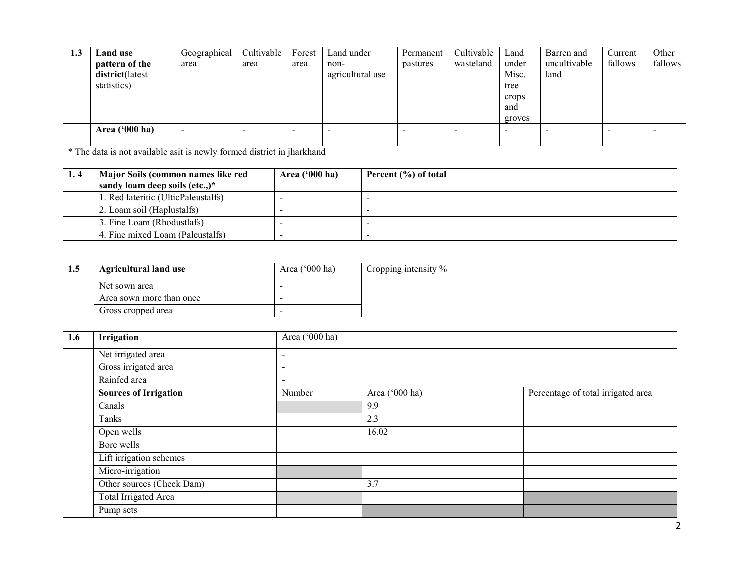| 1.3 | Land use pattern of the district(latest statistics) | Geographical area | Cultivable area | Forest area | Land under non-agricultural use | Permanent pastures | Cultivable wasteland | Land under Misc. tree crops and groves | Barren and uncultivable land | Current fallows | Other fallows |
|---|---|---|---|---|---|---|---|---|---|---|---|
| | **Area ('000 ha)** | - | - | - | - | - | - | - | - | - | - |

* The data is not available asit is newly formed district in jharkhand

| 1. 4 | Major Soils (common names like red sandy loam deep soils (etc.,)* | Area ('000 ha) | Percent (%) of total |
|---|---|---|---|
| | 1. Red lateritic (UlticPaleustalfs) | - | - |
| | 2. Loam soil (Haplustalfs) | - | - |
| | 3. Fine Loam (Rhodustlafs) | - | - |
| | 4. Fine mixed Loam (Paleustalfs) | - | - |

| 1.5 | Agricultural land use | Area ('000 ha) | Cropping intensity % |
|---|---|---|---|
| | Net sown area | - | |
| | Area sown more than once | - | |
| | Gross cropped area | - | |

| 1.6 | Irrigation | Area ('000 ha) | | |
|---|---|---|---|---|
| | Net irrigated area | - | | |
| | Gross irrigated area | - | | |
| | Rainfed area | - | | |
| | **Sources of Irrigation** | Number | Area ('000 ha) | Percentage of total irrigated area |
| | Canals | | 9.9 | |
| | Tanks | | 2.3 | |
| | Open wells | | 16.02 | |
| | Bore wells | | | |
| | Lift irrigation schemes | | | |
| | Micro-irrigation | | | |
| | Other sources (Check Dam) | | 3.7 | |
| | Total Irrigated Area | | | |
| | Pump sets | | | |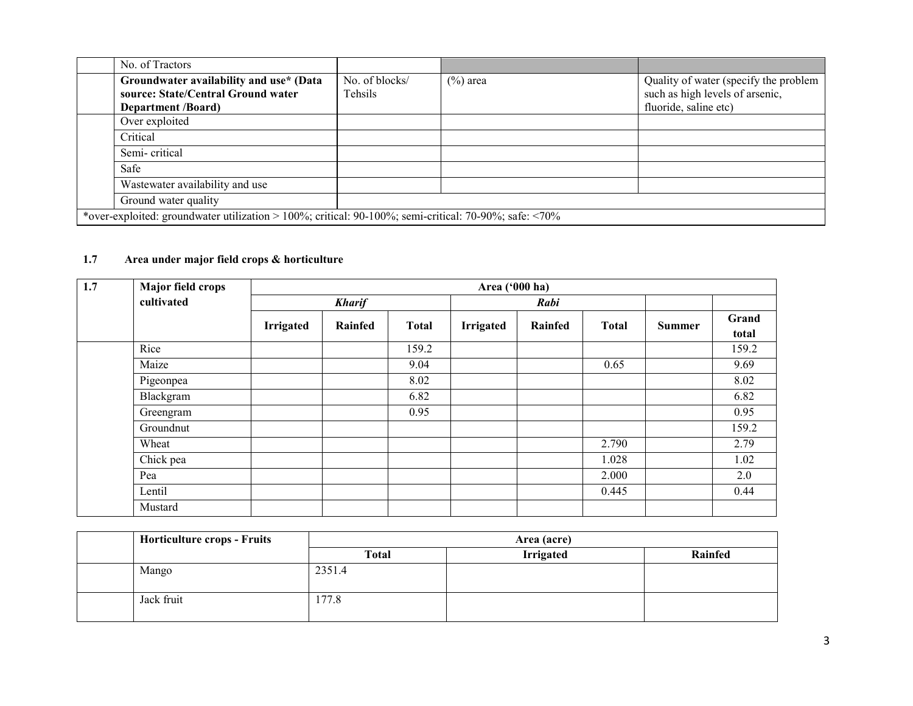| | No. of Tractors | | | |
|---|---|---|---|---|
| | **Groundwater availability and use* (Data source: State/Central Ground water Department /Board)** | No. of blocks/ Tehsils | (%) area | Quality of water (specify the problem such as high levels of arsenic, fluoride, saline etc) |
| | Over exploited | | | |
| | Critical | | | |
| | Semi- critical | | | |
| | Safe | | | |
| | Wastewater availability and use | | | |
| | Ground water quality | | | |
| *over-exploited: groundwater utilization > 100%; critical: 90-100%; semi-critical: 70-90%; safe: <70% | | | | |

## 1.7 Area under major field crops & horticulture

| 1.7 | Major field crops cultivated | Area ('000 ha) | | | | | | | |
|---|---|---|---|---|---|---|---|---|---|
| | | *Kharif* | | | *Rabi* | | | | |
| | | **Irrigated** | **Rainfed** | **Total** | **Irrigated** | **Rainfed** | **Total** | **Summer** | **Grand total** |
| | Rice | | | 159.2 | | | | | 159.2 |
| | Maize | | | 9.04 | | | 0.65 | | 9.69 |
| | Pigeonpea | | | 8.02 | | | | | 8.02 |
| | Blackgram | | | 6.82 | | | | | 6.82 |
| | Greengram | | | 0.95 | | | | | 0.95 |
| | Groundnut | | | | | | | | 159.2 |
| | Wheat | | | | | | 2.790 | | 2.79 |
| | Chick pea | | | | | | 1.028 | | 1.02 |
| | Pea | | | | | | 2.000 | | 2.0 |
| | Lentil | | | | | | 0.445 | | 0.44 |
| | Mustard | | | | | | | | |

| | Horticulture crops - Fruits | Area (acre) | | |
|---|---|---|---|---|
| | | **Total** | **Irrigated** | **Rainfed** |
| | Mango | 2351.4 | | |
| | Jack fruit | 177.8 | | |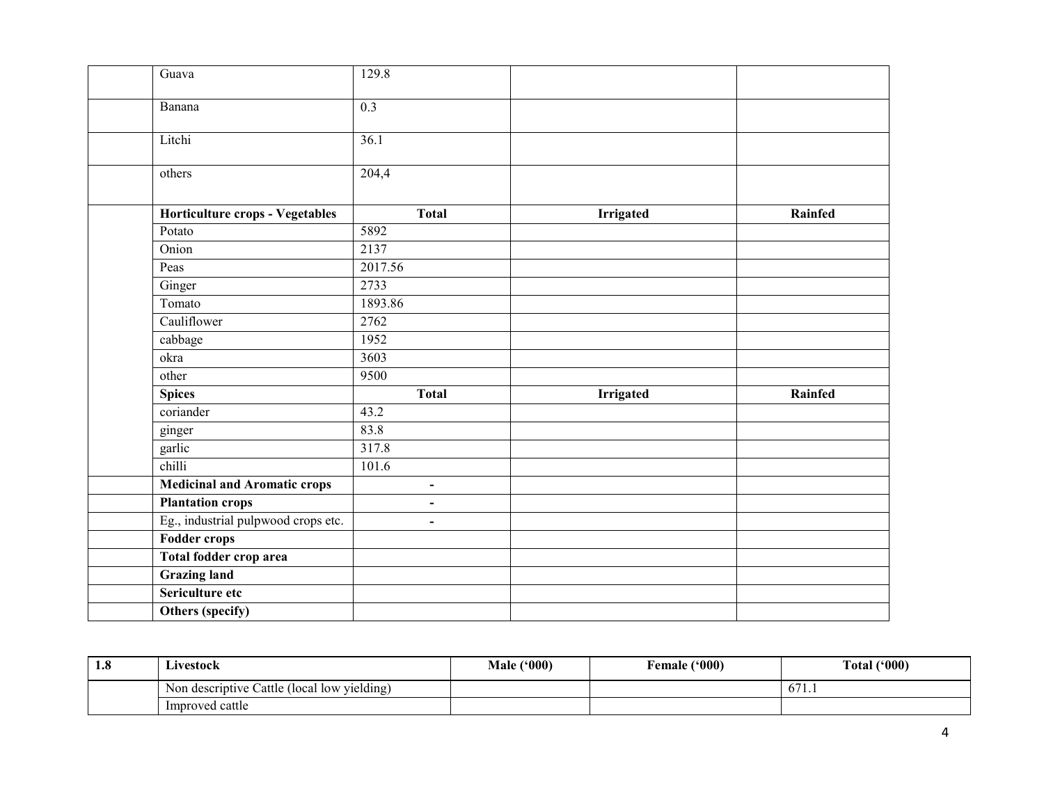| | | | | |
|---|---|---|---|---|
| | Guava | 129.8 | | |
| | Banana | 0.3 | | |
| | Litchi | 36.1 | | |
| | others | 204,4 | | |
| | **Horticulture crops - Vegetables** | **Total** | **Irrigated** | **Rainfed** |
| | Potato | 5892 | | |
| | Onion | 2137 | | |
| | Peas | 2017.56 | | |
| | Ginger | 2733 | | |
| | Tomato | 1893.86 | | |
| | Cauliflower | 2762 | | |
| | cabbage | 1952 | | |
| | okra | 3603 | | |
| | other | 9500 | | |
| | **Spices** | **Total** | **Irrigated** | **Rainfed** |
| | coriander | 43.2 | | |
| | ginger | 83.8 | | |
| | garlic | 317.8 | | |
| | chilli | 101.6 | | |
| | **Medicinal and Aromatic crops** | - | | |
| | **Plantation crops** | - | | |
| | Eg., industrial pulpwood crops etc. | - | | |
| | **Fodder crops** | | | |
| | **Total fodder crop area** | | | |
| | **Grazing land** | | | |
| | **Sericulture etc** | | | |
| | **Others (specify)** | | | |

| **1.8** | **Livestock** | **Male ('000)** | **Female ('000)** | **Total ('000)** |
|---|---|---|---|---|
| | Non descriptive Cattle (local low yielding) | | | 671.1 |
| | Improved cattle | | | |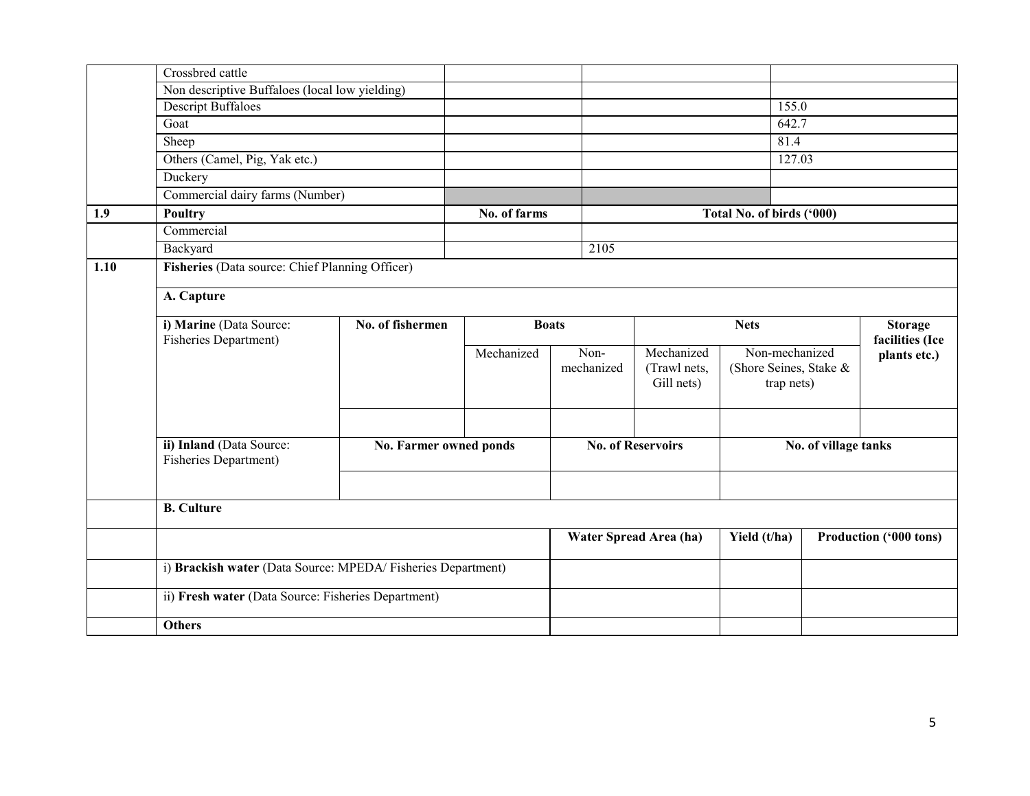| | | | | |
|---|---|---|---|---|
| | Crossbred cattle | | | |
| | Non descriptive Buffaloes (local low yielding) | | | |
| | Descript Buffaloes | | | 155.0 |
| | Goat | | | 642.7 |
| | Sheep | | | 81.4 |
| | Others (Camel, Pig, Yak etc.) | | | 127.03 |
| | Duckery | | | |
| | Commercial dairy farms (Number) | | | |
| **1.9** | **Poultry** | **No. of farms** | **Total No. of birds ('000)** | |
| | Commercial | | | |
| | Backyard | | 2105 | |

**1.10 Fisheries** (Data source: Chief Planning Officer)

**A. Capture**

| **i) Marine** (Data Source: Fisheries Department) | **No. of fishermen** | **Boats** | | **Nets** | | **Storage facilities (Ice plants etc.)** |
|---|---|---|---|---|---|---|
| | | Mechanized | Non-mechanized | Mechanized (Trawl nets, Gill nets) | Non-mechanized (Shore Seines, Stake & trap nets) | |
| | | | | | | |

| **ii) Inland** (Data Source: Fisheries Department) | **No. Farmer owned ponds** | **No. of Reservoirs** | **No. of village tanks** |
|---|---|---|---|
| | | | |

**B. Culture**

| | **Water Spread Area (ha)** | **Yield (t/ha)** | **Production ('000 tons)** |
|---|---|---|---|
| i) **Brackish water** (Data Source: MPEDA/ Fisheries Department) | | | |
| ii) **Fresh water** (Data Source: Fisheries Department) | | | |
| **Others** | | | |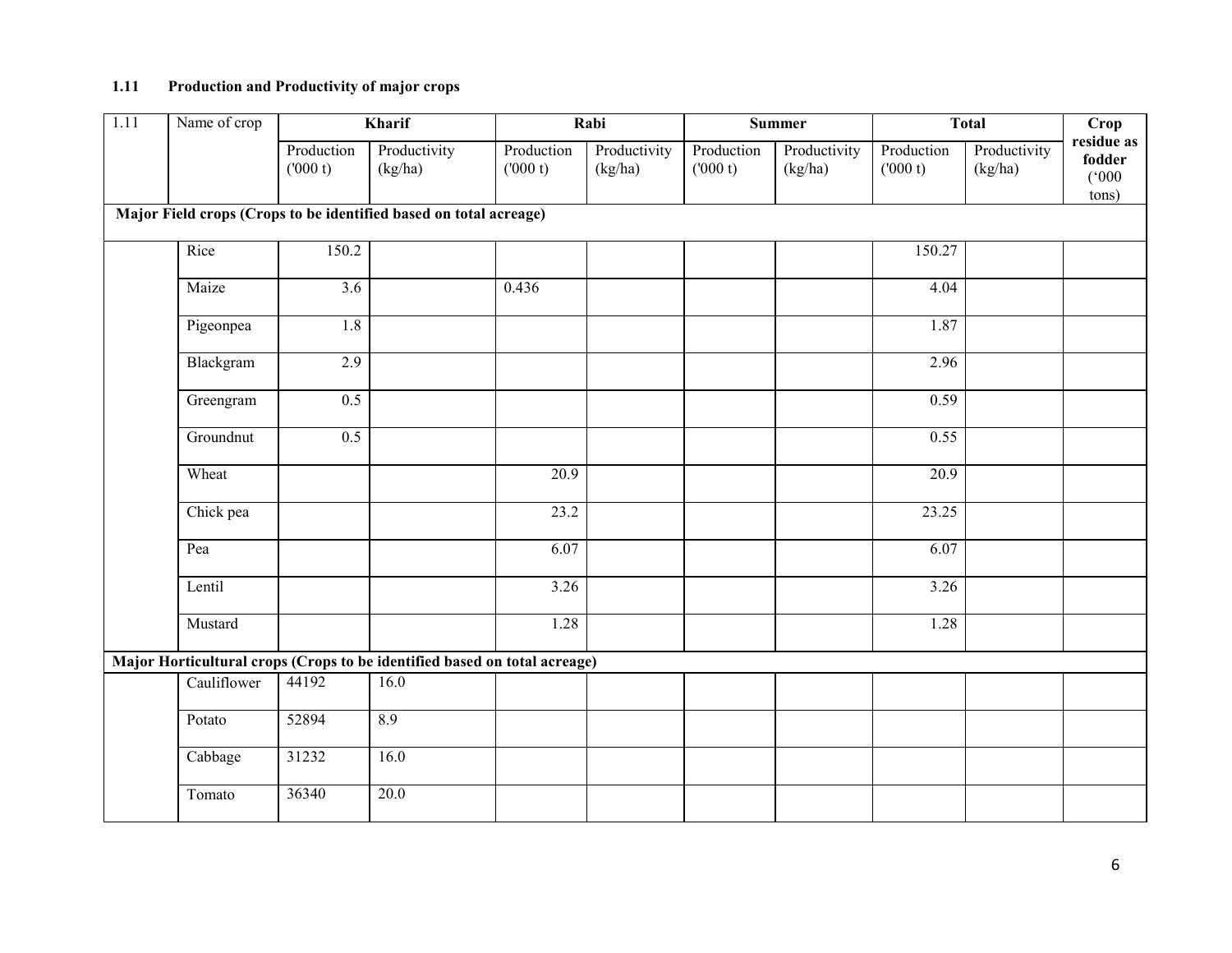### 1.11 Production and Productivity of major crops

| 1.11 | Name of crop | Kharif | | Rabi | | Summer | | Total | | Crop residue as fodder ('000 tons) |
|---|---|---|---|---|---|---|---|---|---|---|
| | | Production ('000 t) | Productivity (kg/ha) | Production ('000 t) | Productivity (kg/ha) | Production ('000 t) | Productivity (kg/ha) | Production ('000 t) | Productivity (kg/ha) | |
| **Major Field crops (Crops to be identified based on total acreage)** | | | | | | | | | | |
| | Rice | 150.2 | | | | | | 150.27 | | |
| | Maize | 3.6 | | 0.436 | | | | 4.04 | | |
| | Pigeonpea | 1.8 | | | | | | 1.87 | | |
| | Blackgram | 2.9 | | | | | | 2.96 | | |
| | Greengram | 0.5 | | | | | | 0.59 | | |
| | Groundnut | 0.5 | | | | | | 0.55 | | |
| | Wheat | | | 20.9 | | | | 20.9 | | |
| | Chick pea | | | 23.2 | | | | 23.25 | | |
| | Pea | | | 6.07 | | | | 6.07 | | |
| | Lentil | | | 3.26 | | | | 3.26 | | |
| | Mustard | | | 1.28 | | | | 1.28 | | |
| **Major Horticultural crops (Crops to be identified based on total acreage)** | | | | | | | | | | |
| | Cauliflower | 44192 | 16.0 | | | | | | | |
| | Potato | 52894 | 8.9 | | | | | | | |
| | Cabbage | 31232 | 16.0 | | | | | | | |
| | Tomato | 36340 | 20.0 | | | | | | | |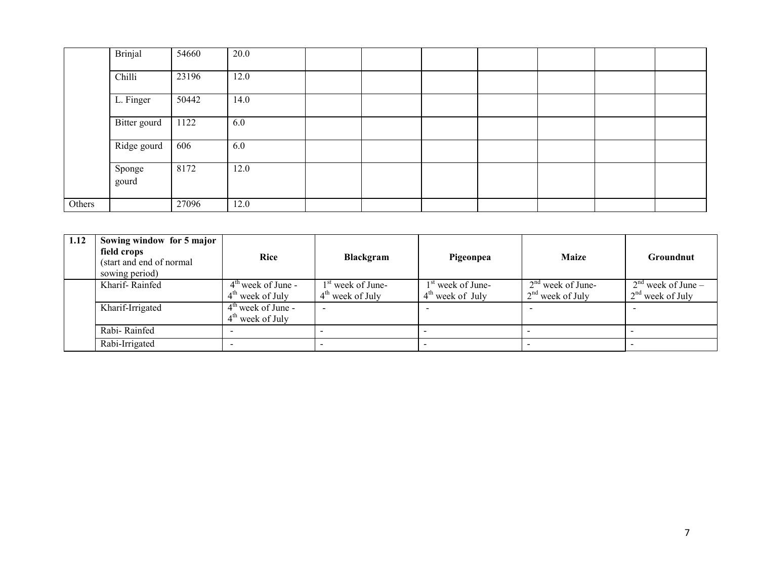|  | Brinjal | 54660 | 20.0 |  |  |  |  |  |  |  |
|---|---|---|---|---|---|---|---|---|---|---|
|  | Chilli | 23196 | 12.0 |  |  |  |  |  |  |  |
|  | L. Finger | 50442 | 14.0 |  |  |  |  |  |  |  |
|  | Bitter gourd | 1122 | 6.0 |  |  |  |  |  |  |  |
|  | Ridge gourd | 606 | 6.0 |  |  |  |  |  |  |  |
|  | Sponge gourd | 8172 | 12.0 |  |  |  |  |  |  |  |
| Others |  | 27096 | 12.0 |  |  |  |  |  |  |  |

| 1.12 | **Sowing window for 5 major field crops** (start and end of normal sowing period) | **Rice** | **Blackgram** | **Pigeonpea** | **Maize** | **Groundnut** |
|---|---|---|---|---|---|---|
|  | Kharif- Rainfed | 4th week of June - 4th week of July | 1st week of June- 4th week of July | 1st week of June- 4th week of July | 2nd week of June- 2nd week of July | 2nd week of June – 2nd week of July |
|  | Kharif-Irrigated | 4th week of June - 4th week of July | - | - | - | - |
|  | Rabi- Rainfed | - | - | - | - | - |
|  | Rabi-Irrigated | - | - | - | - | - |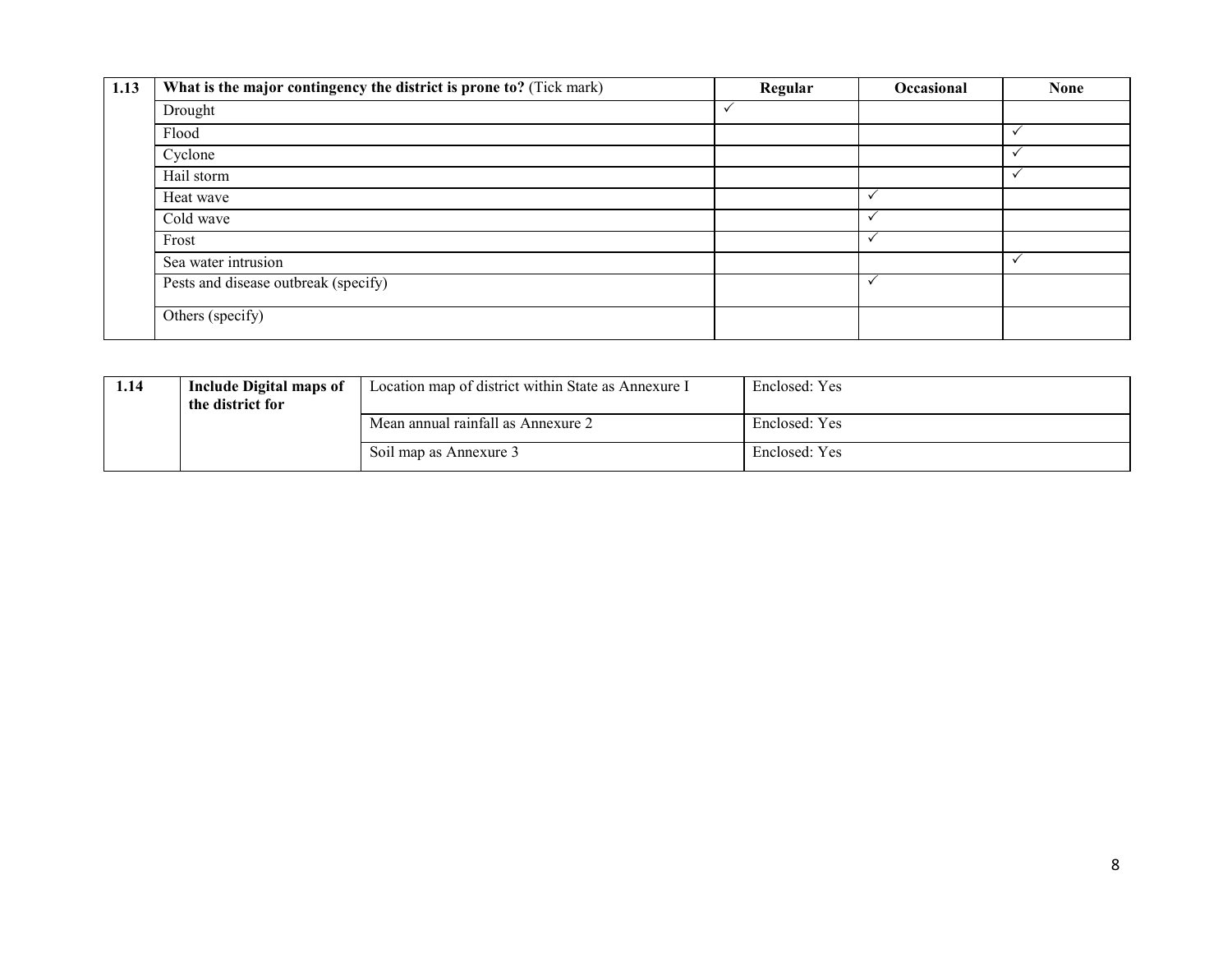| 1.13 | **What is the major contingency the district is prone to?** (Tick mark) | **Regular** | **Occasional** | **None** |
|---|---|---|---|---|
| | Drought | ✓ | | |
| | Flood | | | ✓ |
| | Cyclone | | | ✓ |
| | Hail storm | | | ✓ |
| | Heat wave | | ✓ | |
| | Cold wave | | ✓ | |
| | Frost | | ✓ | |
| | Sea water intrusion | | | ✓ |
| | Pests and disease outbreak (specify) | | ✓ | |
| | Others (specify) | | | |

| 1.14 | **Include Digital maps of the district for** | Location map of district within State as Annexure I | Enclosed: Yes |
|---|---|---|---|
| | | Mean annual rainfall as Annexure 2 | Enclosed: Yes |
| | | Soil map as Annexure 3 | Enclosed: Yes |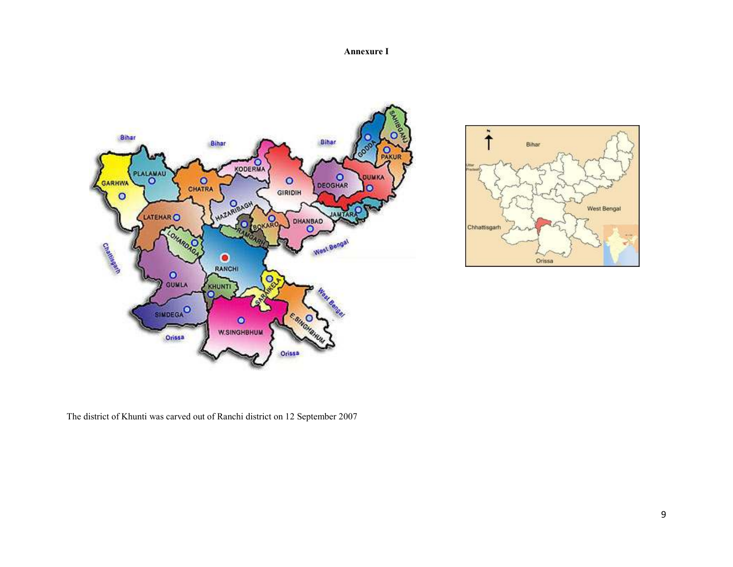**Annexure I**

The district of Khunti was carved out of Ranchi district on 12 September 2007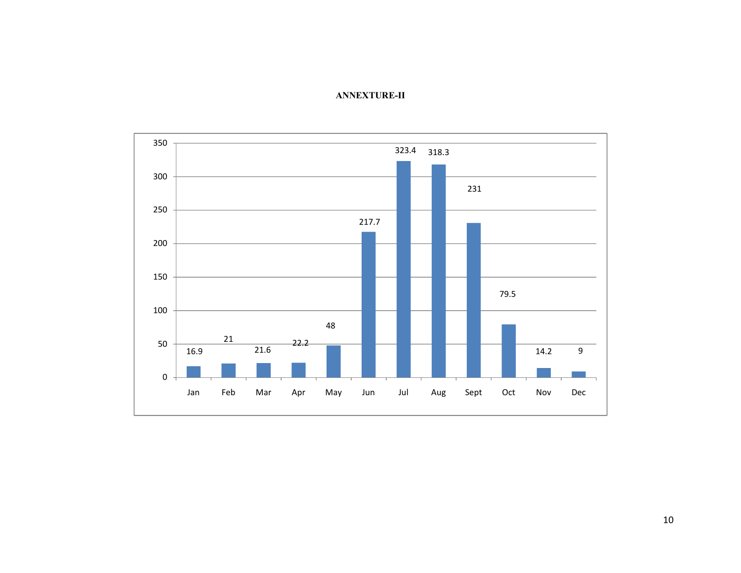**ANNEXTURE-II**

| Month | Value |
|---|---|
| Jan | 16.9 |
| Feb | 21 |
| Mar | 21.6 |
| Apr | 22.2 |
| May | 48 |
| Jun | 217.7 |
| Jul | 323.4 |
| Aug | 318.3 |
| Sept | 231 |
| Oct | 79.5 |
| Nov | 14.2 |
| Dec | 9 |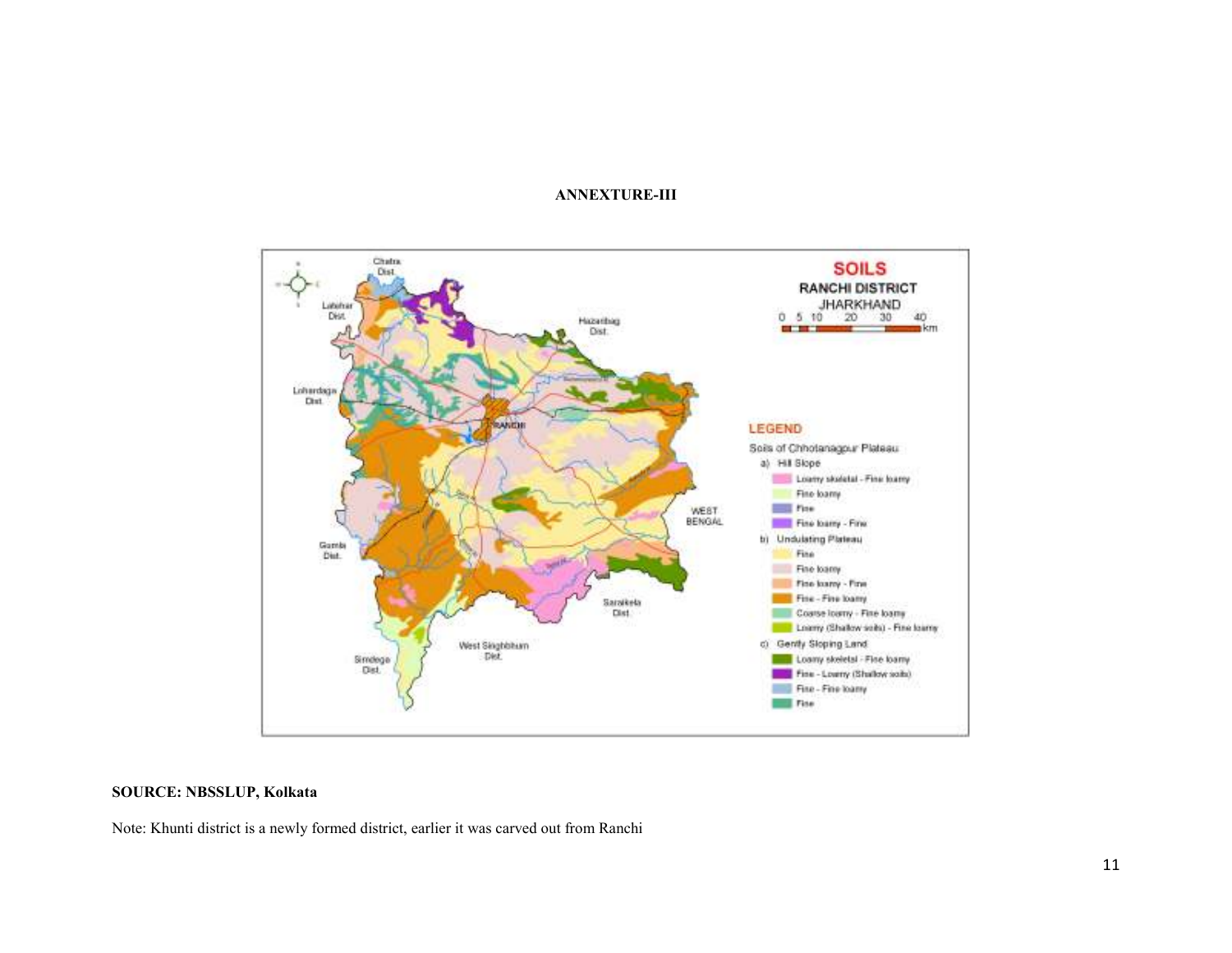**ANNEXTURE-III**

**SOILS**

**RANCHI DISTRICT**

**JHARKHAND**

**LEGEND**

Soils of Chhotanagpur Plateau

a) Hill Slope
- Loamy skeletal - Fine loamy
- Fine loamy
- Fine
- Fine loamy - Fine

b) Undulating Plateau
- Fine
- Fine loamy
- Fine loamy - Fine
- Fine - Fine loamy
- Coarse loamy - Fine loamy
- Loamy (Shallow soils) - Fine loamy

c) Gently Sloping Land
- Loamy skeletal - Fine loamy
- Fine - Loamy (Shallow soils)
- Fine - Fine loamy
- Fine

**SOURCE: NBSSLUP, Kolkata**

Note: Khunti district is a newly formed district, earlier it was carved out from Ranchi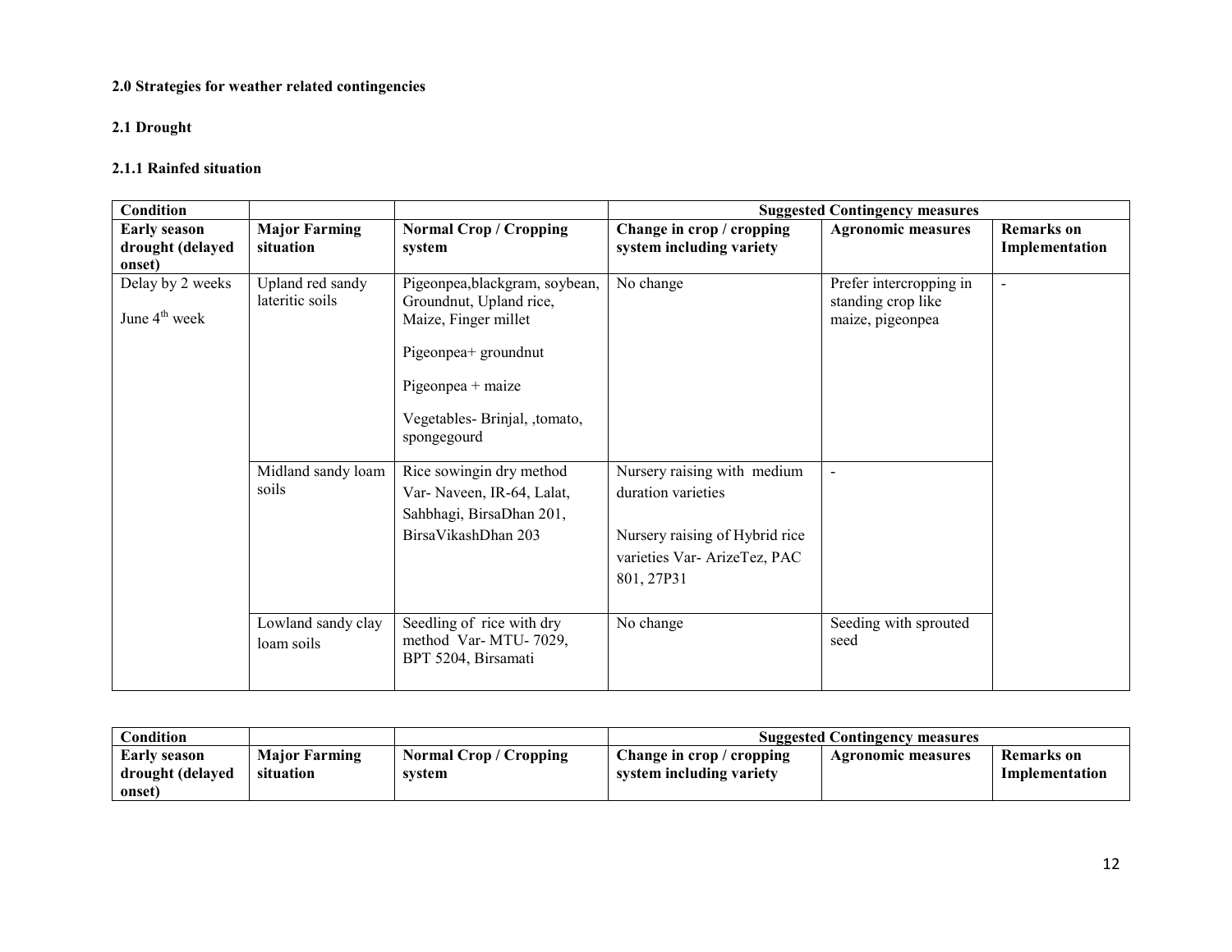### 2.0 Strategies for weather related contingencies

### 2.1 Drought

### 2.1.1 Rainfed situation

| Condition | | | Suggested Contingency measures | | |
|---|---|---|---|---|---|
| **Early season drought (delayed onset)** | **Major Farming situation** | **Normal Crop / Cropping system** | **Change in crop / cropping system including variety** | **Agronomic measures** | **Remarks on Implementation** |
| Delay by 2 weeks<br><br>June 4th week | Upland red sandy lateritic soils | Pigeonpea,blackgram, soybean, Groundnut, Upland rice, Maize, Finger millet<br><br>Pigeonpea+ groundnut<br><br>Pigeonpea + maize<br><br>Vegetables- Brinjal, ,tomato, spongegourd | No change | Prefer intercropping in standing crop like maize, pigeonpea | - |
| | Midland sandy loam soils | Rice sowingin dry method<br>Var- Naveen, IR-64, Lalat, Sahbhagi, BirsaDhan 201, BirsaVikashDhan 203 | Nursery raising with medium duration varieties<br><br>Nursery raising of Hybrid rice varieties Var- ArizeTez, PAC 801, 27P31 | - | |
| | Lowland sandy clay loam soils | Seedling of rice with dry method Var- MTU- 7029, BPT 5204, Birsamati | No change | Seeding with sprouted seed | |

| Condition | | | Suggested Contingency measures | | |
|---|---|---|---|---|---|
| **Early season drought (delayed onset)** | **Major Farming situation** | **Normal Crop / Cropping system** | **Change in crop / cropping system including variety** | **Agronomic measures** | **Remarks on Implementation** |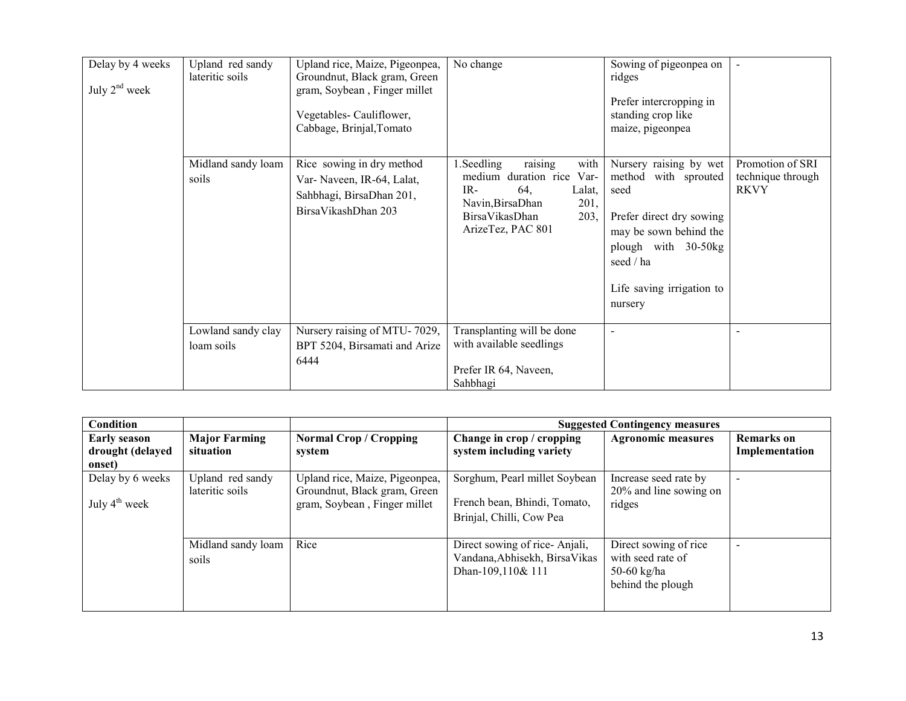| Delay by 4 weeks<br><br>July 2nd week | Upland red sandy lateritic soils | Upland rice, Maize, Pigeonpea, Groundnut, Black gram, Green gram, Soybean , Finger millet<br><br>Vegetables- Cauliflower, Cabbage, Brinjal,Tomato | No change | Sowing of pigeonpea on ridges<br><br>Prefer intercropping in standing crop like maize, pigeonpea | - |
|---|---|---|---|---|---|
| | Midland sandy loam soils | Rice sowing in dry method<br>Var- Naveen, IR-64, Lalat, Sahbhagi, BirsaDhan 201, BirsaVikashDhan 203 | 1.Seedling raising with medium duration rice Var- IR- 64, Lalat, Navin,BirsaDhan 201, BirsaVikasDhan 203, ArizeTez, PAC 801 | Nursery raising by wet method with sprouted seed<br><br>Prefer direct dry sowing may be sown behind the plough with 30-50kg seed / ha<br><br>Life saving irrigation to nursery | Promotion of SRI technique through RKVY |
| | Lowland sandy clay loam soils | Nursery raising of MTU- 7029, BPT 5204, Birsamati and Arize 6444 | Transplanting will be done with available seedlings<br><br>Prefer IR 64, Naveen, Sahbhagi | - | - |

| **Condition** | | | **Suggested Contingency measures** | | |
|---|---|---|---|---|---|
| **Early season drought (delayed onset)** | **Major Farming situation** | **Normal Crop / Cropping system** | **Change in crop / cropping system including variety** | **Agronomic measures** | **Remarks on Implementation** |
| Delay by 6 weeks<br><br>July 4th week | Upland red sandy lateritic soils | Upland rice, Maize, Pigeonpea, Groundnut, Black gram, Green gram, Soybean , Finger millet | Sorghum, Pearl millet Soybean<br><br>French bean, Bhindi, Tomato, Brinjal, Chilli, Cow Pea | Increase seed rate by 20% and line sowing on ridges | - |
| | Midland sandy loam soils | Rice | Direct sowing of rice- Anjali, Vandana,Abhisekh, BirsaVikas Dhan-109,110& 111 | Direct sowing of rice with seed rate of 50-60 kg/ha behind the plough | - |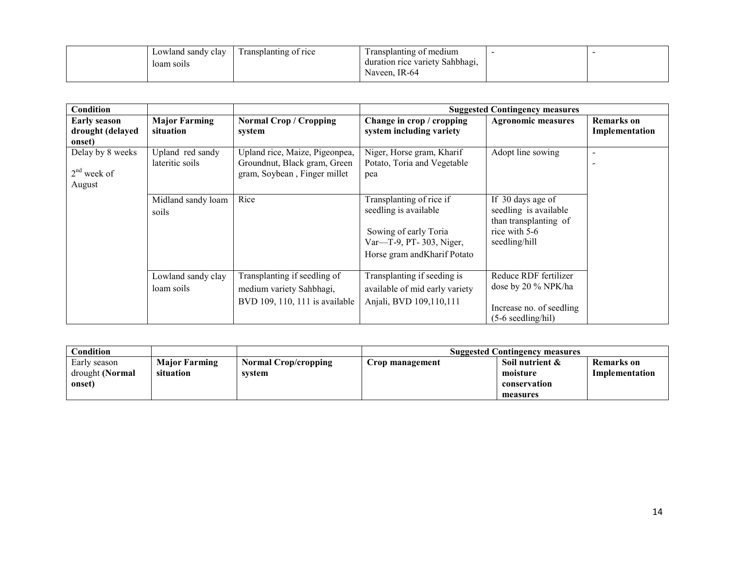| | | | | | |
|---|---|---|---|---|---|
| | Lowland sandy clay loam soils | Transplanting of rice | Transplanting of medium duration rice variety Sahbhagi, Naveen, IR-64 | - | - |

| Condition | | | Suggested Contingency measures | | |
|---|---|---|---|---|---|
| **Early season drought (delayed onset)** | **Major Farming situation** | **Normal Crop / Cropping system** | **Change in crop / cropping system including variety** | **Agronomic measures** | **Remarks on Implementation** |
| Delay by 8 weeks<br><br>2nd week of August | Upland red sandy lateritic soils | Upland rice, Maize, Pigeonpea, Groundnut, Black gram, Green gram, Soybean , Finger millet | Niger, Horse gram, Kharif Potato, Toria and Vegetable pea | Adopt line sowing | -<br>- |
| | Midland sandy loam soils | Rice | Transplanting of rice if seedling is available<br><br>Sowing of early Toria Var—T-9, PT- 303, Niger, Horse gram andKharif Potato | If 30 days age of seedling is available than transplanting of rice with 5-6 seedling/hill | |
| | Lowland sandy clay loam soils | Transplanting if seedling of medium variety Sahbhagi, BVD 109, 110, 111 is available | Transplanting if seeding is available of mid early variety Anjali, BVD 109,110,111 | Reduce RDF fertilizer dose by 20 % NPK/ha<br><br>Increase no. of seedling (5-6 seedling/hil) | |

| Condition | | | Suggested Contingency measures | | |
|---|---|---|---|---|---|
| Early season drought **(Normal onset)** | **Major Farming situation** | **Normal Crop/cropping system** | **Crop management** | **Soil nutrient & moisture conservation measures** | **Remarks on Implementation** |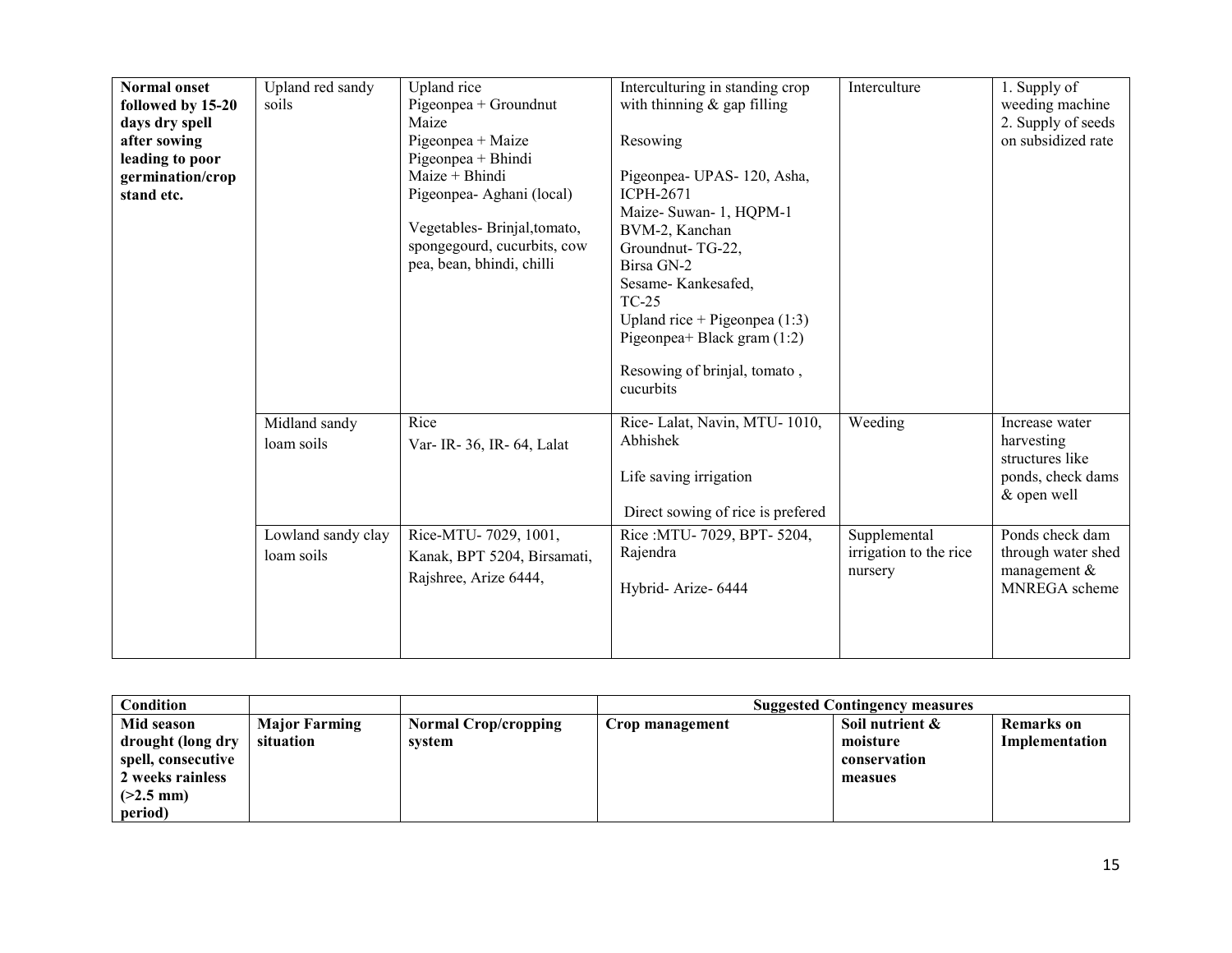| | | | | | |
|---|---|---|---|---|---|
| **Normal onset followed by 15-20 days dry spell after sowing leading to poor germination/crop stand etc.** | Upland red sandy soils | Upland rice<br>Pigeonpea + Groundnut<br>Maize<br>Pigeonpea + Maize<br>Pigeonpea + Bhindi<br>Maize + Bhindi<br>Pigeonpea- Aghani (local)<br><br>Vegetables- Brinjal,tomato, spongegourd, cucurbits, cow pea, bean, bhindi, chilli | Interculturing in standing crop with thinning & gap filling<br><br>Resowing<br><br>Pigeonpea- UPAS- 120, Asha, ICPH-2671<br>Maize- Suwan- 1, HQPM-1 BVM-2, Kanchan<br>Groundnut- TG-22, Birsa GN-2<br>Sesame- Kankesafed, TC-25<br>Upland rice + Pigeonpea (1:3)<br>Pigeonpea+ Black gram (1:2)<br><br>Resowing of brinjal, tomato , cucurbits | Interculture | 1. Supply of weeding machine<br>2. Supply of seeds on subsidized rate |
| | Midland sandy loam soils | Rice<br>Var- IR- 36, IR- 64, Lalat | Rice- Lalat, Navin, MTU- 1010, Abhishek<br><br>Life saving irrigation<br><br>Direct sowing of rice is prefered | Weeding | Increase water harvesting structures like ponds, check dams & open well |
| | Lowland sandy clay loam soils | Rice-MTU- 7029, 1001, Kanak, BPT 5204, Birsamati, Rajshree, Arize 6444, | Rice :MTU- 7029, BPT- 5204, Rajendra<br><br>Hybrid- Arize- 6444 | Supplemental irrigation to the rice nursery | Ponds check dam through water shed management & MNREGA scheme |

| **Condition** | | | **Suggested Contingency measures** | | |
|---|---|---|---|---|---|
| **Mid season drought (long dry spell, consecutive 2 weeks rainless (>2.5 mm) period)** | **Major Farming situation** | **Normal Crop/cropping system** | **Crop management** | **Soil nutrient & moisture conservation measues** | **Remarks on Implementation** |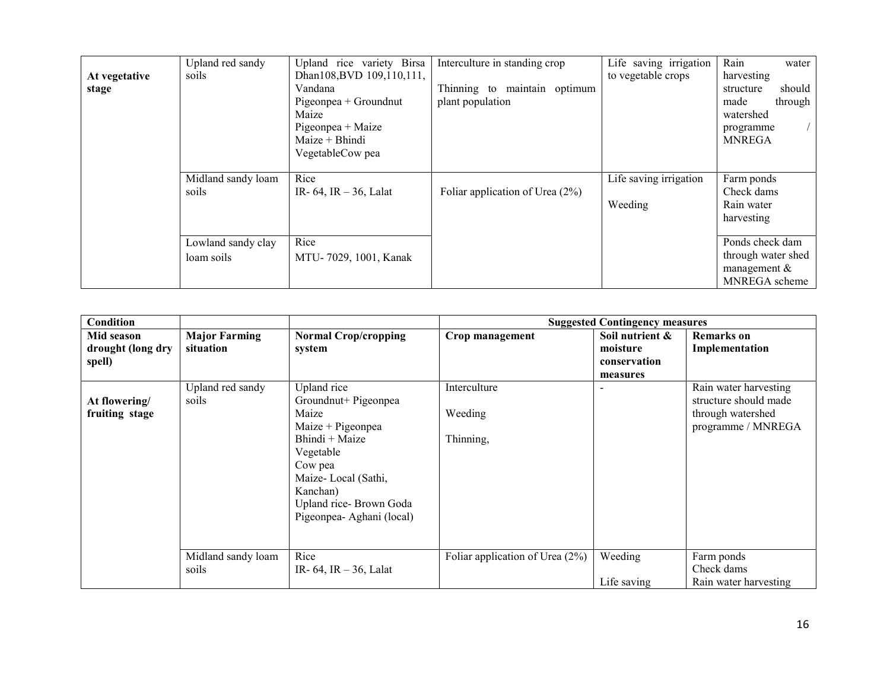| | | | | | |
|---|---|---|---|---|---|
| **At vegetative stage** | Upland red sandy soils | Upland rice variety Birsa Dhan108,BVD 109,110,111, Vandana<br>Pigeonpea + Groundnut<br>Maize<br>Pigeonpea + Maize<br>Maize + Bhindi<br>VegetableCow pea | Interculture in standing crop<br><br>Thinning to maintain optimum plant population | Life saving irrigation to vegetable crops | Rain water harvesting structure should made through watershed programme / MNREGA |
| | Midland sandy loam soils | Rice<br>IR- 64, IR – 36, Lalat | Foliar application of Urea (2%) | Life saving irrigation<br><br>Weeding | Farm ponds<br>Check dams<br>Rain water harvesting |
| | Lowland sandy clay loam soils | Rice<br>MTU- 7029, 1001, Kanak | | | Ponds check dam through water shed management & MNREGA scheme |

| **Condition** | | | **Suggested Contingency measures** | | |
|---|---|---|---|---|---|
| **Mid season drought (long dry spell)** | **Major Farming situation** | **Normal Crop/cropping system** | **Crop management** | **Soil nutrient & moisture conservation measures** | **Remarks on Implementation** |
| **At flowering/ fruiting stage** | Upland red sandy soils | Upland rice<br>Groundnut+ Pigeonpea<br>Maize<br>Maize + Pigeonpea<br>Bhindi + Maize<br>Vegetable<br>Cow pea<br>Maize- Local (Sathi, Kanchan)<br>Upland rice- Brown Goda<br>Pigeonpea- Aghani (local) | Interculture<br><br>Weeding<br><br>Thinning, | - | Rain water harvesting structure should made through watershed programme / MNREGA |
| | Midland sandy loam soils | Rice<br>IR- 64, IR – 36, Lalat | Foliar application of Urea (2%) | Weeding<br><br>Life saving | Farm ponds<br>Check dams<br>Rain water harvesting |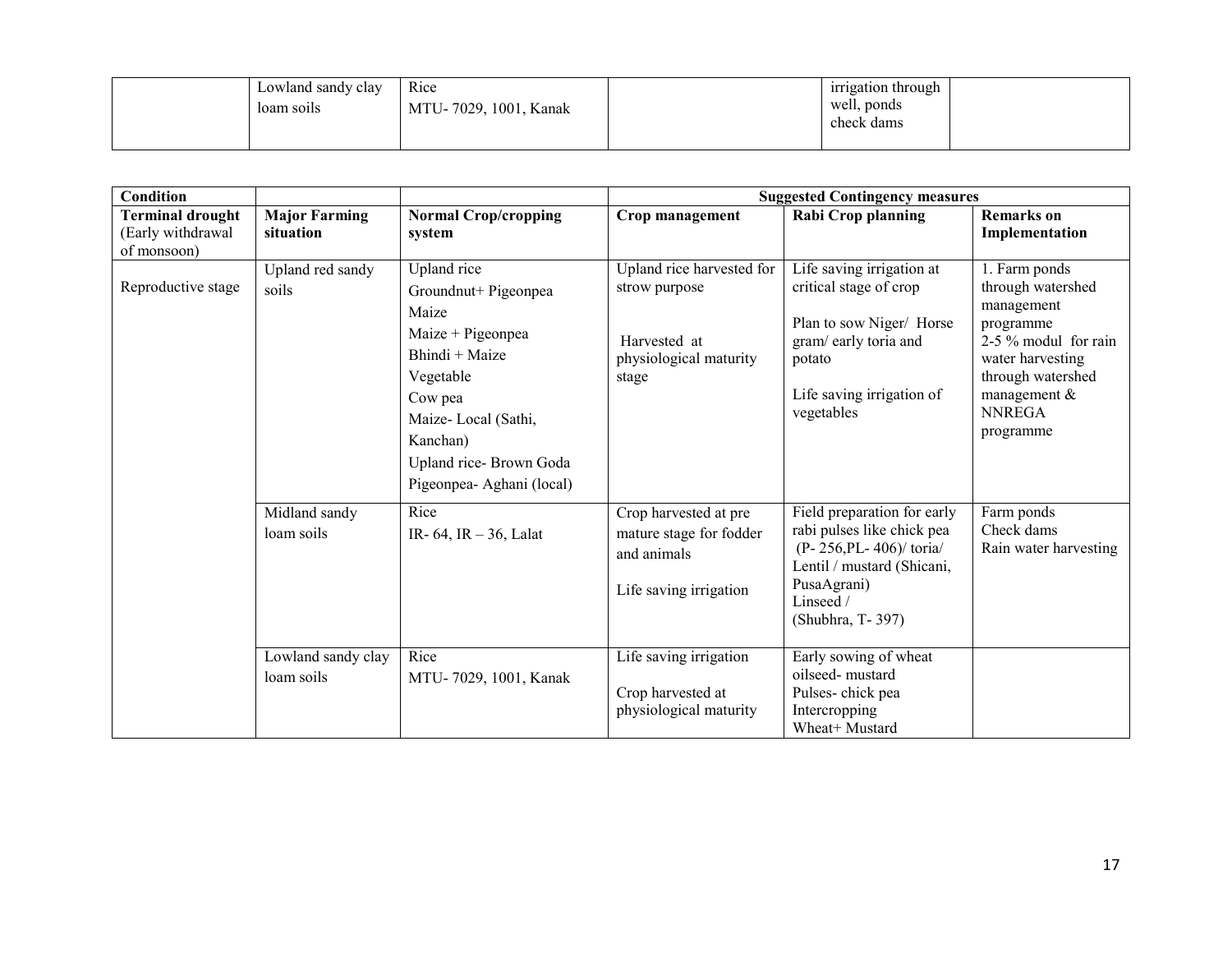|  | Lowland sandy clay loam soils | Rice<br>MTU- 7029, 1001, Kanak |  | irrigation through well, ponds check dams |  |
|---|---|---|---|---|---|

| Condition |  |  | Suggested Contingency measures |  |  |
|---|---|---|---|---|---|
| **Terminal drought** (Early withdrawal of monsoon) | **Major Farming situation** | **Normal Crop/cropping system** | **Crop management** | **Rabi Crop planning** | **Remarks on Implementation** |
| Reproductive stage | Upland red sandy soils | Upland rice<br>Groundnut+ Pigeonpea<br>Maize<br>Maize + Pigeonpea<br>Bhindi + Maize<br>Vegetable<br>Cow pea<br>Maize- Local (Sathi, Kanchan)<br>Upland rice- Brown Goda<br>Pigeonpea- Aghani (local) | Upland rice harvested for strow purpose<br><br>Harvested at physiological maturity stage | Life saving irrigation at critical stage of crop<br><br>Plan to sow Niger/ Horse gram/ early toria and potato<br><br>Life saving irrigation of vegetables | 1. Farm ponds through watershed management programme<br>2-5 % modul for rain water harvesting through watershed management & NNREGA programme |
|  | Midland sandy loam soils | Rice<br>IR- 64, IR – 36, Lalat | Crop harvested at pre mature stage for fodder and animals<br><br>Life saving irrigation | Field preparation for early rabi pulses like chick pea (P- 256,PL- 406)/ toria/ Lentil / mustard (Shicani, PusaAgrani)<br>Linseed /<br>(Shubhra, T- 397) | Farm ponds<br>Check dams<br>Rain water harvesting |
|  | Lowland sandy clay loam soils | Rice<br>MTU- 7029, 1001, Kanak | Life saving irrigation<br><br>Crop harvested at physiological maturity | Early sowing of wheat<br>oilseed- mustard<br>Pulses- chick pea<br>Intercropping<br>Wheat+ Mustard |  |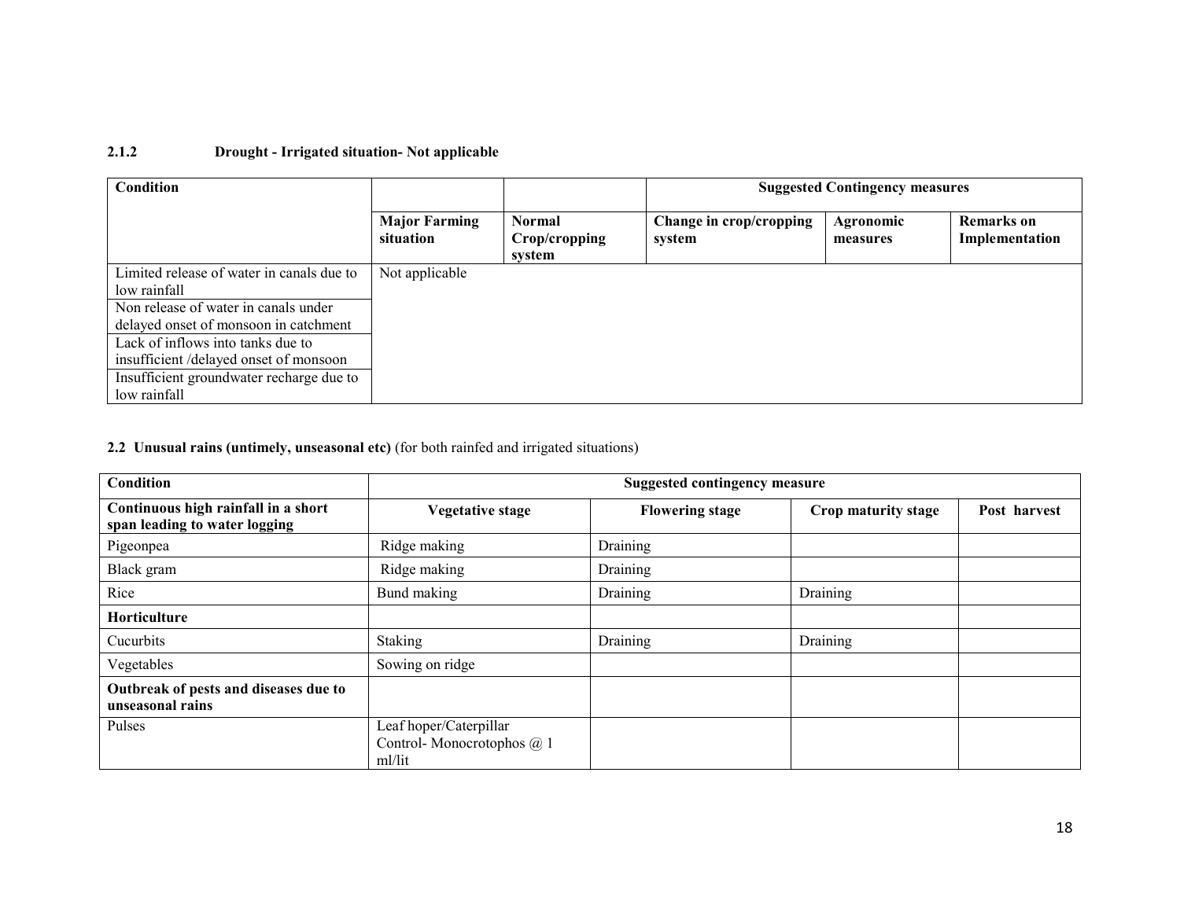### 2.1.2 Drought - Irrigated situation- Not applicable

| Condition | | | Suggested Contingency measures | | |
|---|---|---|---|---|---|
| | Major Farming situation | Normal Crop/cropping system | Change in crop/cropping system | Agronomic measures | Remarks on Implementation |
| Limited release of water in canals due to low rainfall | Not applicable | | | | |
| Non release of water in canals under delayed onset of monsoon in catchment | | | | | |
| Lack of inflows into tanks due to insufficient /delayed onset of monsoon | | | | | |
| Insufficient groundwater recharge due to low rainfall | | | | | |

### 2.2 Unusual rains (untimely, unseasonal etc) (for both rainfed and irrigated situations)

| Condition | Suggested contingency measure | | | |
|---|---|---|---|---|
| **Continuous high rainfall in a short span leading to water logging** | **Vegetative stage** | **Flowering stage** | **Crop maturity stage** | **Post harvest** |
| Pigeonpea | Ridge making | Draining | | |
| Black gram | Ridge making | Draining | | |
| Rice | Bund making | Draining | Draining | |
| **Horticulture** | | | | |
| Cucurbits | Staking | Draining | Draining | |
| Vegetables | Sowing on ridge | | | |
| **Outbreak of pests and diseases due to unseasonal rains** | | | | |
| Pulses | Leaf hoper/Caterpillar Control- Monocrotophos @ 1 ml/lit | | | |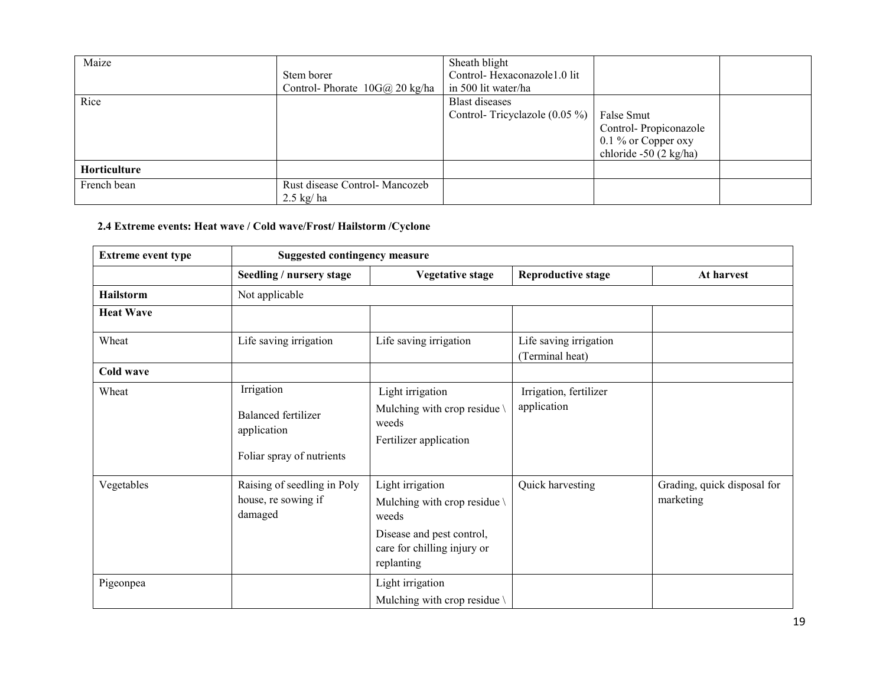| Maize | Stem borer Control- Phorate 10G@ 20 kg/ha | Sheath blight Control- Hexaconazole1.0 lit in 500 lit water/ha | | |
|---|---|---|---|---|
| Rice | | Blast diseases Control- Tricyclazole (0.05 %) | False Smut Control- Propiconazole 0.1 % or Copper oxy chloride -50 (2 kg/ha) | |
| **Horticulture** | | | | |
| French bean | Rust disease Control- Mancozeb 2.5 kg/ ha | | | |

**2.4 Extreme events: Heat wave / Cold wave/Frost/ Hailstorm /Cyclone**

| **Extreme event type** | **Suggested contingency measure** | | | |
|---|---|---|---|---|
| | **Seedling / nursery stage** | **Vegetative stage** | **Reproductive stage** | **At harvest** |
| **Hailstorm** | Not applicable | | | |
| **Heat Wave** | | | | |
| Wheat | Life saving irrigation | Life saving irrigation | Life saving irrigation (Terminal heat) | |
| **Cold wave** | | | | |
| Wheat | Irrigation<br>Balanced fertilizer application<br>Foliar spray of nutrients | Light irrigation<br>Mulching with crop residue \ weeds<br>Fertilizer application | Irrigation, fertilizer application | |
| Vegetables | Raising of seedling in Poly house, re sowing if damaged | Light irrigation<br>Mulching with crop residue \ weeds<br>Disease and pest control, care for chilling injury or replanting | Quick harvesting | Grading, quick disposal for marketing |
| Pigeonpea | | Light irrigation<br>Mulching with crop residue \ | | |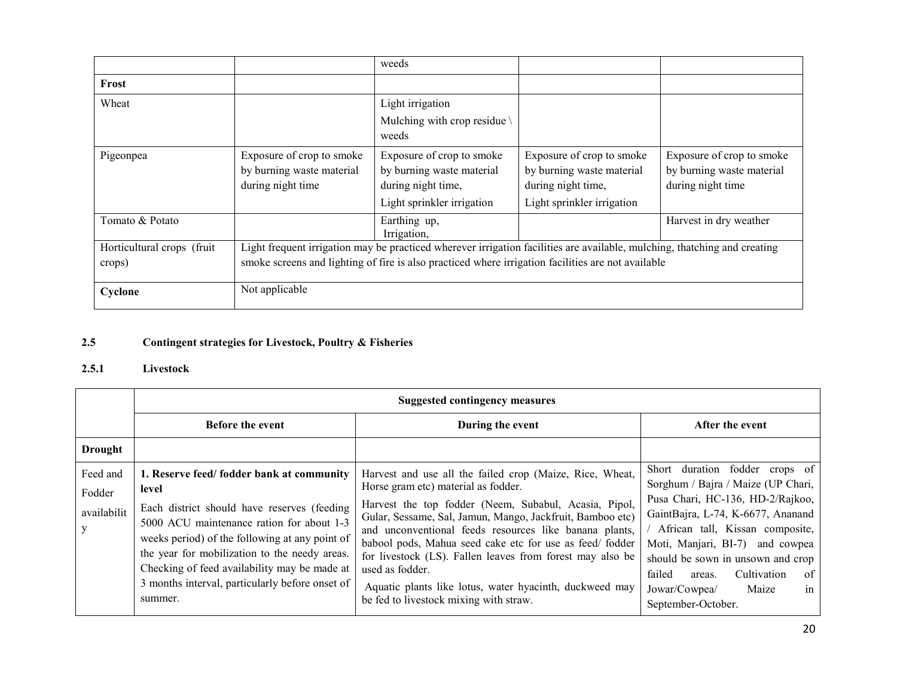| | | | | |
|---|---|---|---|---|
| | | weeds | | |
| **Frost** | | | | |
| Wheat | | Light irrigation<br>Mulching with crop residue \ weeds | | |
| Pigeonpea | Exposure of crop to smoke by burning waste material during night time | Exposure of crop to smoke by burning waste material during night time,<br>Light sprinkler irrigation | Exposure of crop to smoke by burning waste material during night time,<br>Light sprinkler irrigation | Exposure of crop to smoke by burning waste material during night time |
| Tomato & Potato | | Earthing up,<br>Irrigation, | | Harvest in dry weather |
| Horticultural crops (fruit crops) | Light frequent irrigation may be practiced wherever irrigation facilities are available, mulching, thatching and creating smoke screens and lighting of fire is also practiced where irrigation facilities are not available | | | |
| **Cyclone** | Not applicable | | | |

## 2.5 Contingent strategies for Livestock, Poultry & Fisheries

### 2.5.1 Livestock

| | **Suggested contingency measures** | | |
|---|---|---|---|
| | **Before the event** | **During the event** | **After the event** |
| **Drought** | | | |
| Feed and Fodder availability | **1. Reserve feed/ fodder bank at community level**<br>Each district should have reserves (feeding 5000 ACU maintenance ration for about 1-3 weeks period) of the following at any point of the year for mobilization to the needy areas. Checking of feed availability may be made at 3 months interval, particularly before onset of summer. | Harvest and use all the failed crop (Maize, Rice, Wheat, Horse gram etc) material as fodder.<br>Harvest the top fodder (Neem, Subabul, Acasia, Pipol, Gular, Sessame, Sal, Jamun, Mango, Jackfruit, Bamboo etc) and unconventional feeds resources like banana plants, babool pods, Mahua seed cake etc for use as feed/ fodder for livestock (LS). Fallen leaves from forest may also be used as fodder.<br>Aquatic plants like lotus, water hyacinth, duckweed may be fed to livestock mixing with straw. | Short duration fodder crops of Sorghum / Bajra / Maize (UP Chari, Pusa Chari, HC-136, HD-2/Rajkoo, GaintBajra, L-74, K-6677, Ananand / African tall, Kissan composite, Moti, Manjari, BI-7) and cowpea should be sown in unsown and crop failed areas. Cultivation of Jowar/Cowpea/ Maize in September-October. |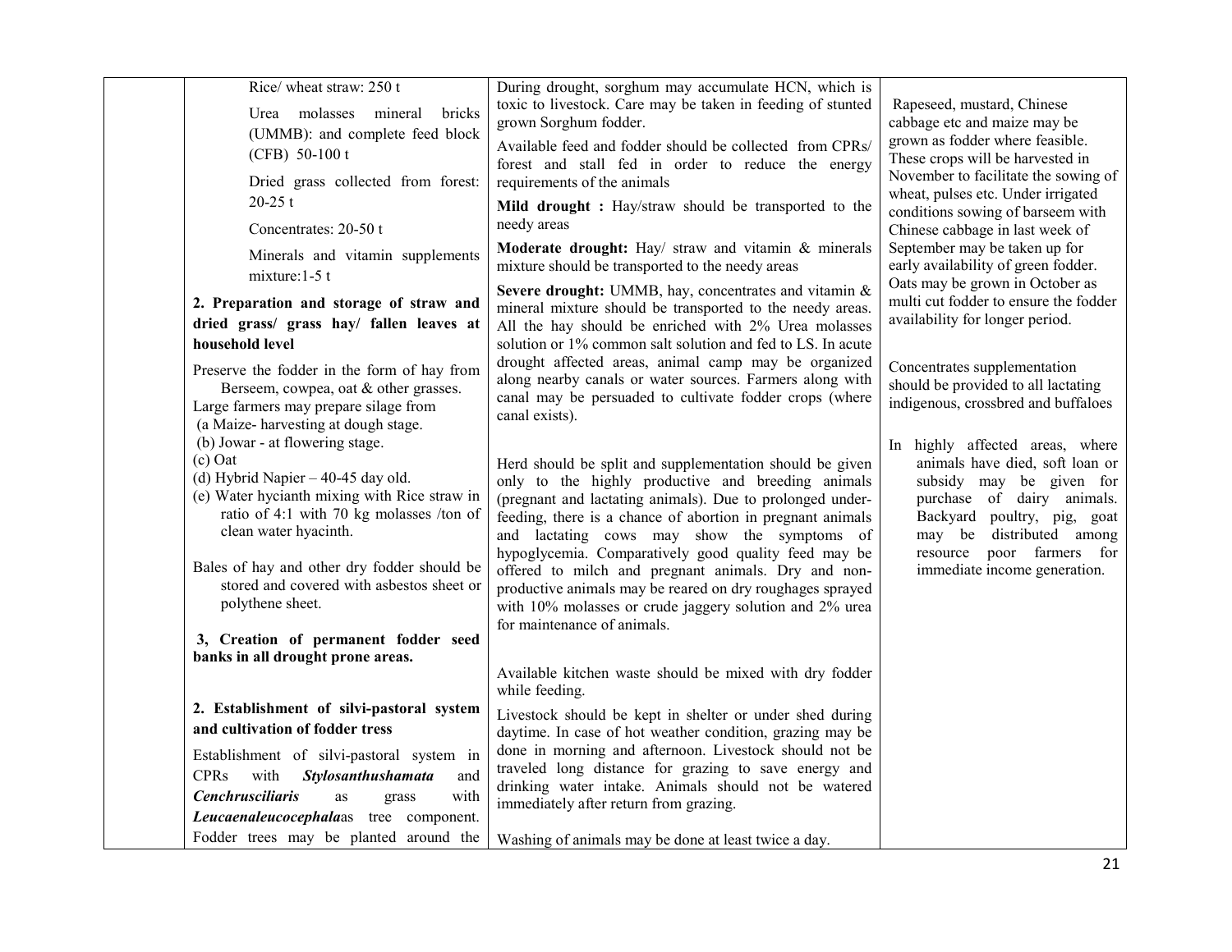| | | | |
|---|---|---|---|
| | Rice/ wheat straw: 250 t<br><br>Urea molasses mineral bricks (UMMB): and complete feed block (CFB) 50-100 t<br><br>Dried grass collected from forest: 20-25 t<br><br>Concentrates: 20-50 t<br><br>Minerals and vitamin supplements mixture:1-5 t<br><br>**2. Preparation and storage of straw and dried grass/ grass hay/ fallen leaves at household level**<br><br>Preserve the fodder in the form of hay from Berseem, cowpea, oat & other grasses.<br>Large farmers may prepare silage from<br>(a Maize- harvesting at dough stage.<br>(b) Jowar - at flowering stage.<br>(c) Oat<br>(d) Hybrid Napier – 40-45 day old.<br>(e) Water hycianth mixing with Rice straw in ratio of 4:1 with 70 kg molasses /ton of clean water hyacinth.<br><br>Bales of hay and other dry fodder should be stored and covered with asbestos sheet or polythene sheet.<br><br>**3, Creation of permanent fodder seed banks in all drought prone areas.**<br><br>**2. Establishment of silvi-pastoral system and cultivation of fodder tress**<br><br>Establishment of silvi-pastoral system in CPRs with ***Stylosanthushamata*** and ***Cenchrusciliaris*** as grass with ***Leucaenaleucocephala***as tree component. Fodder trees may be planted around the | During drought, sorghum may accumulate HCN, which is toxic to livestock. Care may be taken in feeding of stunted grown Sorghum fodder.<br><br>Available feed and fodder should be collected from CPRs/ forest and stall fed in order to reduce the energy requirements of the animals<br><br>**Mild drought :** Hay/straw should be transported to the needy areas<br><br>**Moderate drought:** Hay/ straw and vitamin & minerals mixture should be transported to the needy areas<br><br>**Severe drought:** UMMB, hay, concentrates and vitamin & mineral mixture should be transported to the needy areas. All the hay should be enriched with 2% Urea molasses solution or 1% common salt solution and fed to LS. In acute drought affected areas, animal camp may be organized along nearby canals or water sources. Farmers along with canal may be persuaded to cultivate fodder crops (where canal exists).<br><br>Herd should be split and supplementation should be given only to the highly productive and breeding animals (pregnant and lactating animals). Due to prolonged under-feeding, there is a chance of abortion in pregnant animals and lactating cows may show the symptoms of hypoglycemia. Comparatively good quality feed may be offered to milch and pregnant animals. Dry and non-productive animals may be reared on dry roughages sprayed with 10% molasses or crude jaggery solution and 2% urea for maintenance of animals.<br><br>Available kitchen waste should be mixed with dry fodder while feeding.<br><br>Livestock should be kept in shelter or under shed during daytime. In case of hot weather condition, grazing may be done in morning and afternoon. Livestock should not be traveled long distance for grazing to save energy and drinking water intake. Animals should not be watered immediately after return from grazing.<br><br>Washing of animals may be done at least twice a day. | Rapeseed, mustard, Chinese cabbage etc and maize may be grown as fodder where feasible. These crops will be harvested in November to facilitate the sowing of wheat, pulses etc. Under irrigated conditions sowing of barseem with Chinese cabbage in last week of September may be taken up for early availability of green fodder. Oats may be grown in October as multi cut fodder to ensure the fodder availability for longer period.<br><br>Concentrates supplementation should be provided to all lactating indigenous, crossbred and buffaloes<br><br>In highly affected areas, where animals have died, soft loan or subsidy may be given for purchase of dairy animals. Backyard poultry, pig, goat may be distributed among resource poor farmers for immediate income generation. |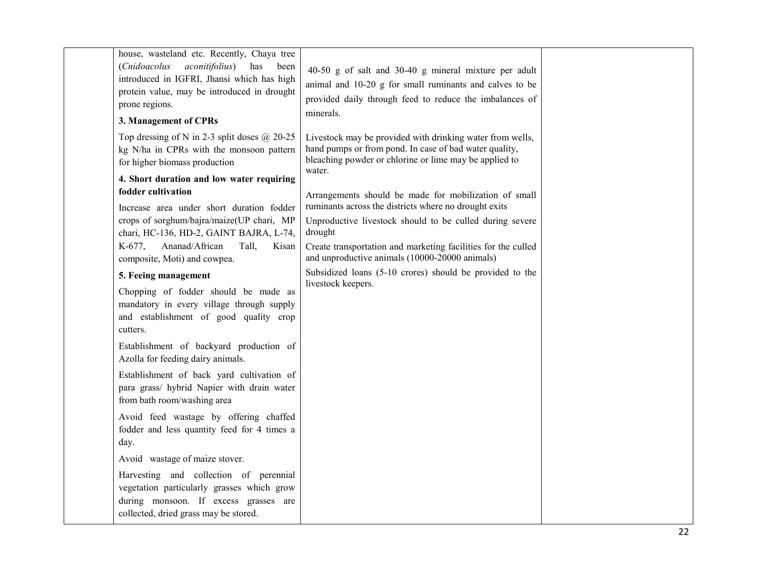| | | | |
|---|---|---|---|
| | house, wasteland etc. Recently, Chaya tree (*Cnidoacolus aconitifolius*) has been introduced in IGFRI, Jhansi which has high protein value, may be introduced in drought prone regions.<br><br>**3. Management of CPRs**<br><br>Top dressing of N in 2-3 split doses @ 20-25 kg N/ha in CPRs with the monsoon pattern for higher biomass production<br><br>**4. Short duration and low water requiring fodder cultivation**<br><br>Increase area under short duration fodder crops of sorghum/bajra/maize(UP chari, MP chari, HC-136, HD-2, GAINT BAJRA, L-74, K-677, Ananad/African Tall, Kisan composite, Moti) and cowpea.<br><br>**5. Feeing management**<br><br>Chopping of fodder should be made as mandatory in every village through supply and establishment of good quality crop cutters.<br><br>Establishment of backyard production of Azolla for feeding dairy animals.<br><br>Establishment of back yard cultivation of para grass/ hybrid Napier with drain water from bath room/washing area<br><br>Avoid feed wastage by offering chaffed fodder and less quantity feed for 4 times a day.<br><br>Avoid wastage of maize stover.<br><br>Harvesting and collection of perennial vegetation particularly grasses which grow during monsoon. If excess grasses are collected, dried grass may be stored. | 40-50 g of salt and 30-40 g mineral mixture per adult animal and 10-20 g for small ruminants and calves to be provided daily through feed to reduce the imbalances of minerals.<br><br>Livestock may be provided with drinking water from wells, hand pumps or from pond. In case of bad water quality, bleaching powder or chlorine or lime may be applied to water.<br><br>Arrangements should be made for mobilization of small ruminants across the districts where no drought exits<br><br>Unproductive livestock should to be culled during severe drought<br><br>Create transportation and marketing facilities for the culled and unproductive animals (10000-20000 animals)<br><br>Subsidized loans (5-10 crores) should be provided to the livestock keepers. | |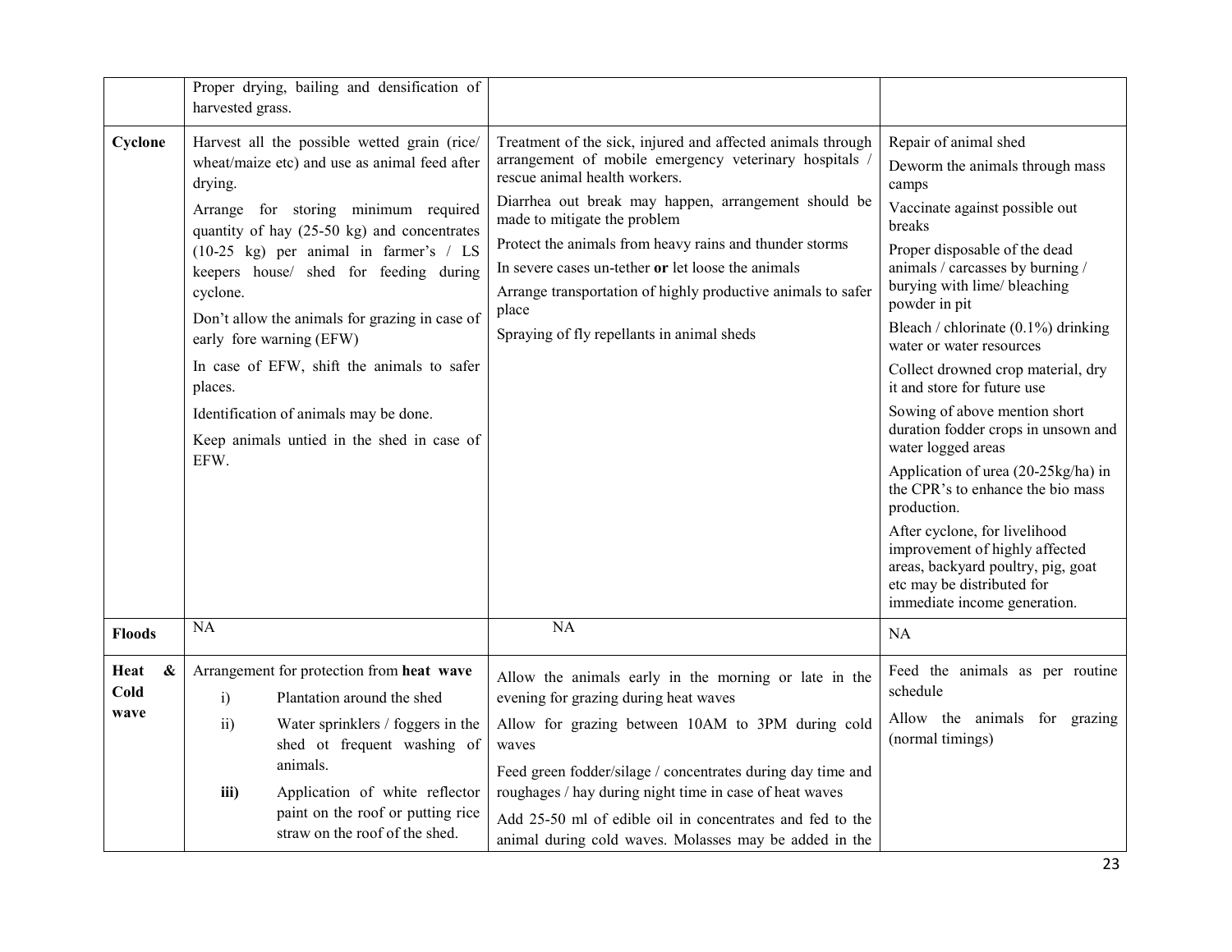|  |  |  |  |
|---|---|---|---|
|  | Proper drying, bailing and densification of harvested grass. |  |  |
| **Cyclone** | Harvest all the possible wetted grain (rice/ wheat/maize etc) and use as animal feed after drying.<br>Arrange for storing minimum required quantity of hay (25-50 kg) and concentrates (10-25 kg) per animal in farmer's / LS keepers house/ shed for feeding during cyclone.<br>Don't allow the animals for grazing in case of early fore warning (EFW)<br>In case of EFW, shift the animals to safer places.<br>Identification of animals may be done.<br>Keep animals untied in the shed in case of EFW. | Treatment of the sick, injured and affected animals through arrangement of mobile emergency veterinary hospitals / rescue animal health workers.<br>Diarrhea out break may happen, arrangement should be made to mitigate the problem<br>Protect the animals from heavy rains and thunder storms<br>In severe cases un-tether **or** let loose the animals<br>Arrange transportation of highly productive animals to safer place<br>Spraying of fly repellants in animal sheds | Repair of animal shed<br>Deworm the animals through mass camps<br>Vaccinate against possible out breaks<br>Proper disposable of the dead animals / carcasses by burning / burying with lime/ bleaching powder in pit<br>Bleach / chlorinate (0.1%) drinking water or water resources<br>Collect drowned crop material, dry it and store for future use<br>Sowing of above mention short duration fodder crops in unsown and water logged areas<br>Application of urea (20-25kg/ha) in the CPR's to enhance the bio mass production.<br>After cyclone, for livelihood improvement of highly affected areas, backyard poultry, pig, goat etc may be distributed for immediate income generation. |
| **Floods** | NA | NA | NA |
| **Heat & Cold wave** | Arrangement for protection from **heat wave**<br>i) Plantation around the shed<br>ii) Water sprinklers / foggers in the shed ot frequent washing of animals.<br>**iii)** Application of white reflector paint on the roof or putting rice straw on the roof of the shed. | Allow the animals early in the morning or late in the evening for grazing during heat waves<br>Allow for grazing between 10AM to 3PM during cold waves<br>Feed green fodder/silage / concentrates during day time and roughages / hay during night time in case of heat waves<br>Add 25-50 ml of edible oil in concentrates and fed to the animal during cold waves. Molasses may be added in the | Feed the animals as per routine schedule<br>Allow the animals for grazing (normal timings) |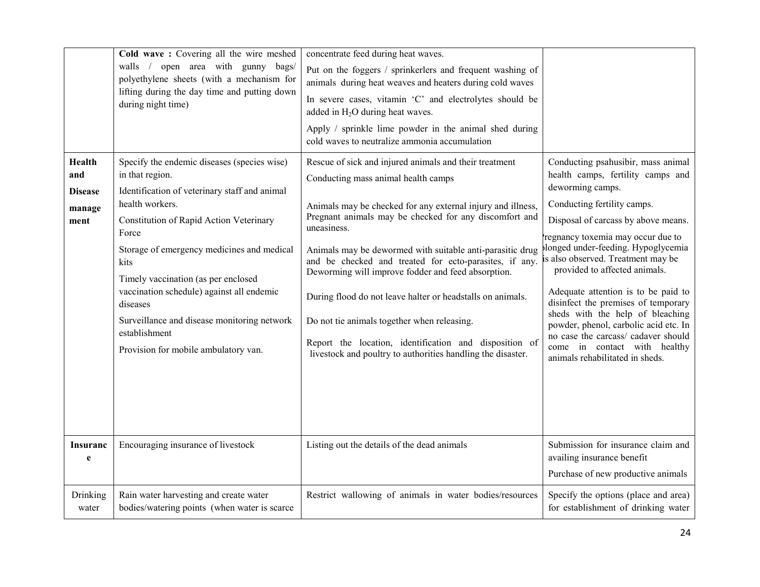| | | | |
|---|---|---|---|
| | **Cold wave :** Covering all the wire meshed walls / open area with gunny bags/ polyethylene sheets (with a mechanism for lifting during the day time and putting down during night time) | concentrate feed during heat waves.<br>Put on the foggers / sprinkerlers and frequent washing of animals during heat weaves and heaters during cold waves<br>In severe cases, vitamin 'C' and electrolytes should be added in $H_2O$ during heat waves.<br>Apply / sprinkle lime powder in the animal shed during cold waves to neutralize ammonia accumulation | |
| **Health and Disease manage ment** | Specify the endemic diseases (species wise) in that region.<br>Identification of veterinary staff and animal health workers.<br>Constitution of Rapid Action Veterinary Force<br>Storage of emergency medicines and medical kits<br>Timely vaccination (as per enclosed vaccination schedule) against all endemic diseases<br>Surveillance and disease monitoring network establishment<br>Provision for mobile ambulatory van. | Rescue of sick and injured animals and their treatment<br>Conducting mass animal health camps<br>Animals may be checked for any external injury and illness, Pregnant animals may be checked for any discomfort and uneasiness.<br>Animals may be dewormed with suitable anti-parasitic drug and be checked and treated for ecto-parasites, if any. Deworming will improve fodder and feed absorption.<br>During flood do not leave halter or headstalls on animals.<br>Do not tie animals together when releasing.<br>Report the location, identification and disposition of livestock and poultry to authorities handling the disaster. | Conducting psahusibir, mass animal health camps, fertility camps and deworming camps.<br>Conducting fertility camps.<br>Disposal of carcass by above means.<br>Pregnancy toxemia may occur due to prolonged under-feeding. Hypoglycemia is also observed. Treatment may be provided to affected animals.<br>Adequate attention is to be paid to disinfect the premises of temporary sheds with the help of bleaching powder, phenol, carbolic acid etc. In no case the carcass/ cadaver should come in contact with healthy animals rehabilitated in sheds. |
| **Insurance** | Encouraging insurance of livestock | Listing out the details of the dead animals | Submission for insurance claim and availing insurance benefit<br>Purchase of new productive animals |
| Drinking water | Rain water harvesting and create water bodies/watering points (when water is scarce | Restrict wallowing of animals in water bodies/resources | Specify the options (place and area) for establishment of drinking water |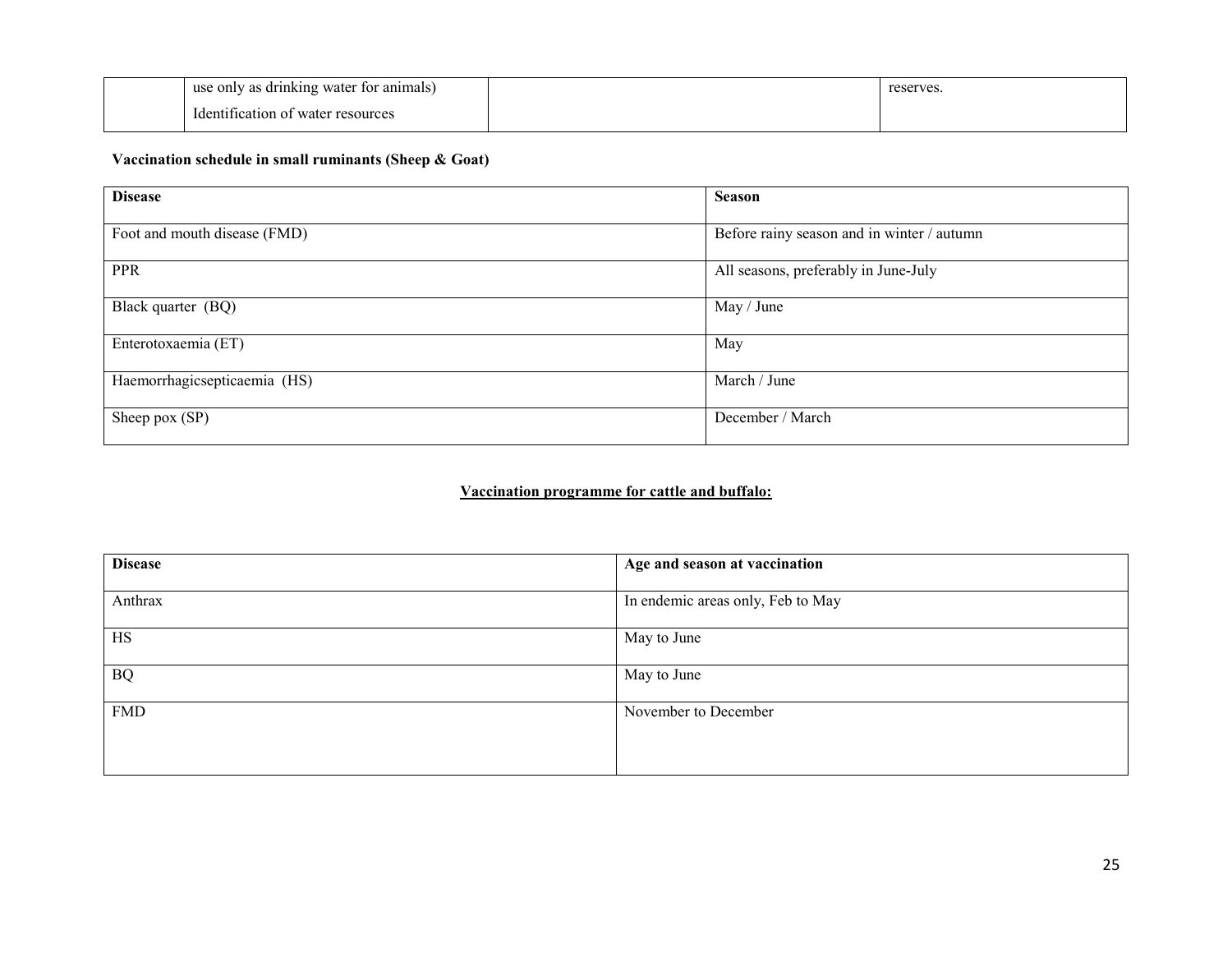|  | use only as drinking water for animals) Identification of water resources |  | reserves. |
|---|---|---|---|

**Vaccination schedule in small ruminants (Sheep & Goat)**

| **Disease** | **Season** |
|---|---|
| Foot and mouth disease (FMD) | Before rainy season and in winter / autumn |
| PPR | All seasons, preferably in June-July |
| Black quarter (BQ) | May / June |
| Enterotoxaemia (ET) | May |
| Haemorrhagicsepticaemia (HS) | March / June |
| Sheep pox (SP) | December / March |

**Vaccination programme for cattle and buffalo:**

| **Disease** | **Age and season at vaccination** |
|---|---|
| Anthrax | In endemic areas only, Feb to May |
| HS | May to June |
| BQ | May to June |
| FMD | November to December |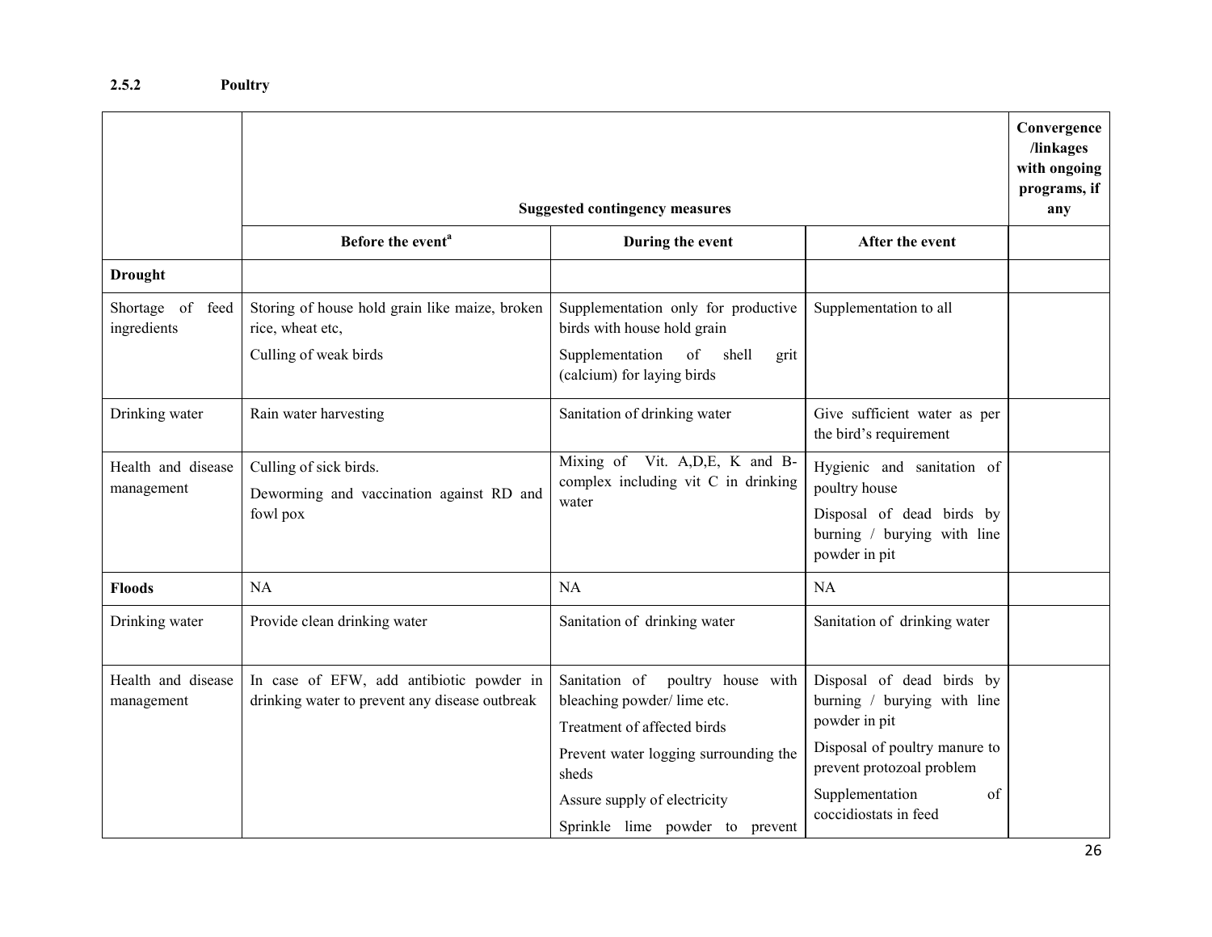### 2.5.2 Poultry

| | Suggested contingency measures | | | Convergence /linkages with ongoing programs, if any |
|---|---|---|---|---|
| | Before the event[a] | During the event | After the event | |
| **Drought** | | | | |
| Shortage of feed ingredients | Storing of house hold grain like maize, broken rice, wheat etc,<br>Culling of weak birds | Supplementation only for productive birds with house hold grain<br>Supplementation of shell grit (calcium) for laying birds | Supplementation to all | |
| Drinking water | Rain water harvesting | Sanitation of drinking water | Give sufficient water as per the bird's requirement | |
| Health and disease management | Culling of sick birds.<br>Deworming and vaccination against RD and fowl pox | Mixing of Vit. A,D,E, K and B-complex including vit C in drinking water | Hygienic and sanitation of poultry house<br>Disposal of dead birds by burning / burying with line powder in pit | |
| **Floods** | NA | NA | NA | |
| Drinking water | Provide clean drinking water | Sanitation of drinking water | Sanitation of drinking water | |
| Health and disease management | In case of EFW, add antibiotic powder in drinking water to prevent any disease outbreak | Sanitation of poultry house with bleaching powder/ lime etc.<br>Treatment of affected birds<br>Prevent water logging surrounding the sheds<br>Assure supply of electricity<br>Sprinkle lime powder to prevent | Disposal of dead birds by burning / burying with line powder in pit<br>Disposal of poultry manure to prevent protozoal problem<br>Supplementation of coccidiostats in feed | |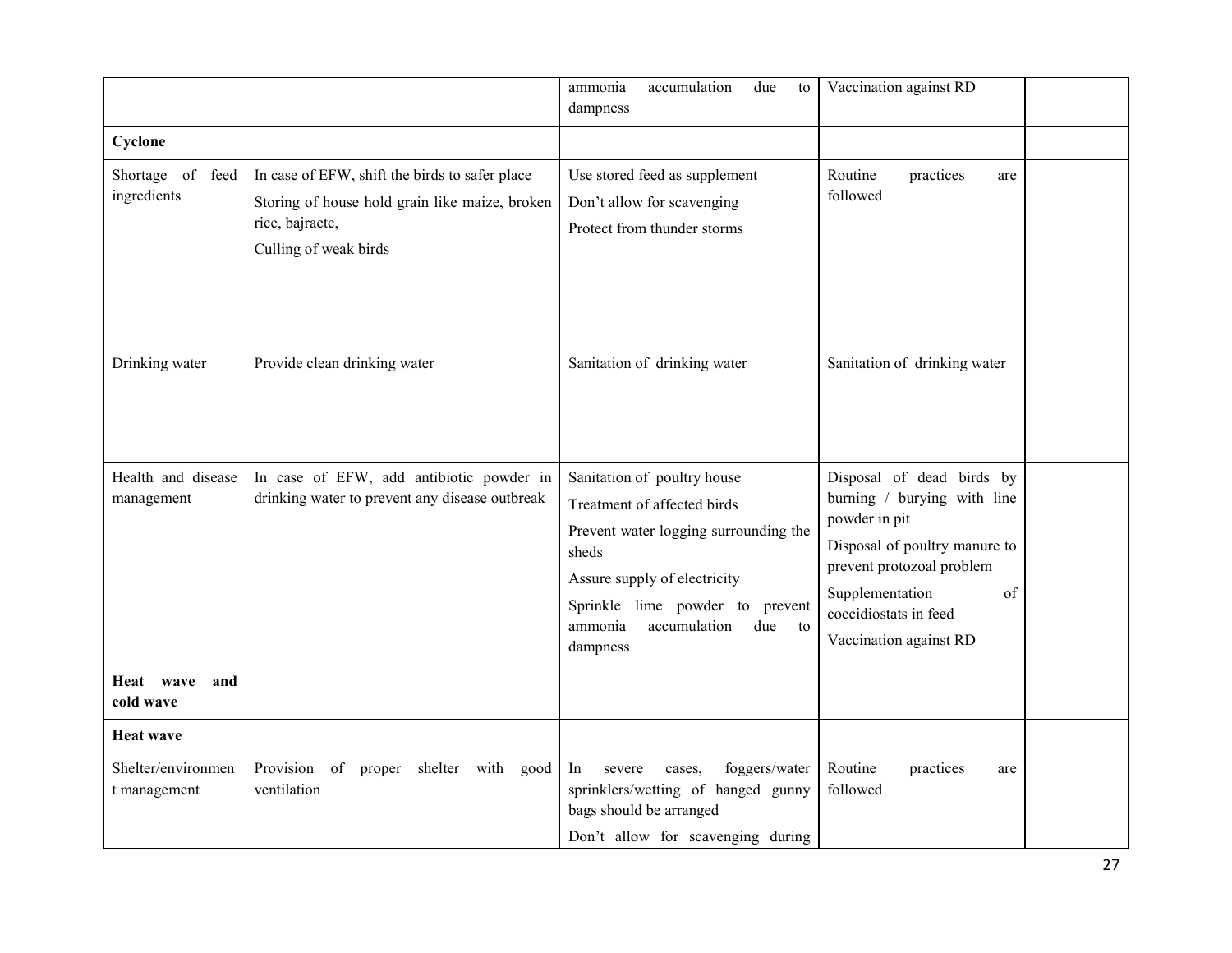| | | | | |
|---|---|---|---|---|
| | | ammonia accumulation due to dampness | Vaccination against RD | |
| **Cyclone** | | | | |
| Shortage of feed ingredients | In case of EFW, shift the birds to safer place<br>Storing of house hold grain like maize, broken rice, bajraetc,<br>Culling of weak birds | Use stored feed as supplement<br>Don't allow for scavenging<br>Protect from thunder storms | Routine practices are followed | |
| Drinking water | Provide clean drinking water | Sanitation of drinking water | Sanitation of drinking water | |
| Health and disease management | In case of EFW, add antibiotic powder in drinking water to prevent any disease outbreak | Sanitation of poultry house<br>Treatment of affected birds<br>Prevent water logging surrounding the sheds<br>Assure supply of electricity<br>Sprinkle lime powder to prevent ammonia accumulation due to dampness | Disposal of dead birds by burning / burying with line powder in pit<br>Disposal of poultry manure to prevent protozoal problem<br>Supplementation of coccidiostats in feed<br>Vaccination against RD | |
| **Heat wave and cold wave** | | | | |
| **Heat wave** | | | | |
| Shelter/environment management | Provision of proper shelter with good ventilation | In severe cases, foggers/water sprinklers/wetting of hanged gunny bags should be arranged<br>Don't allow for scavenging during | Routine practices are followed | |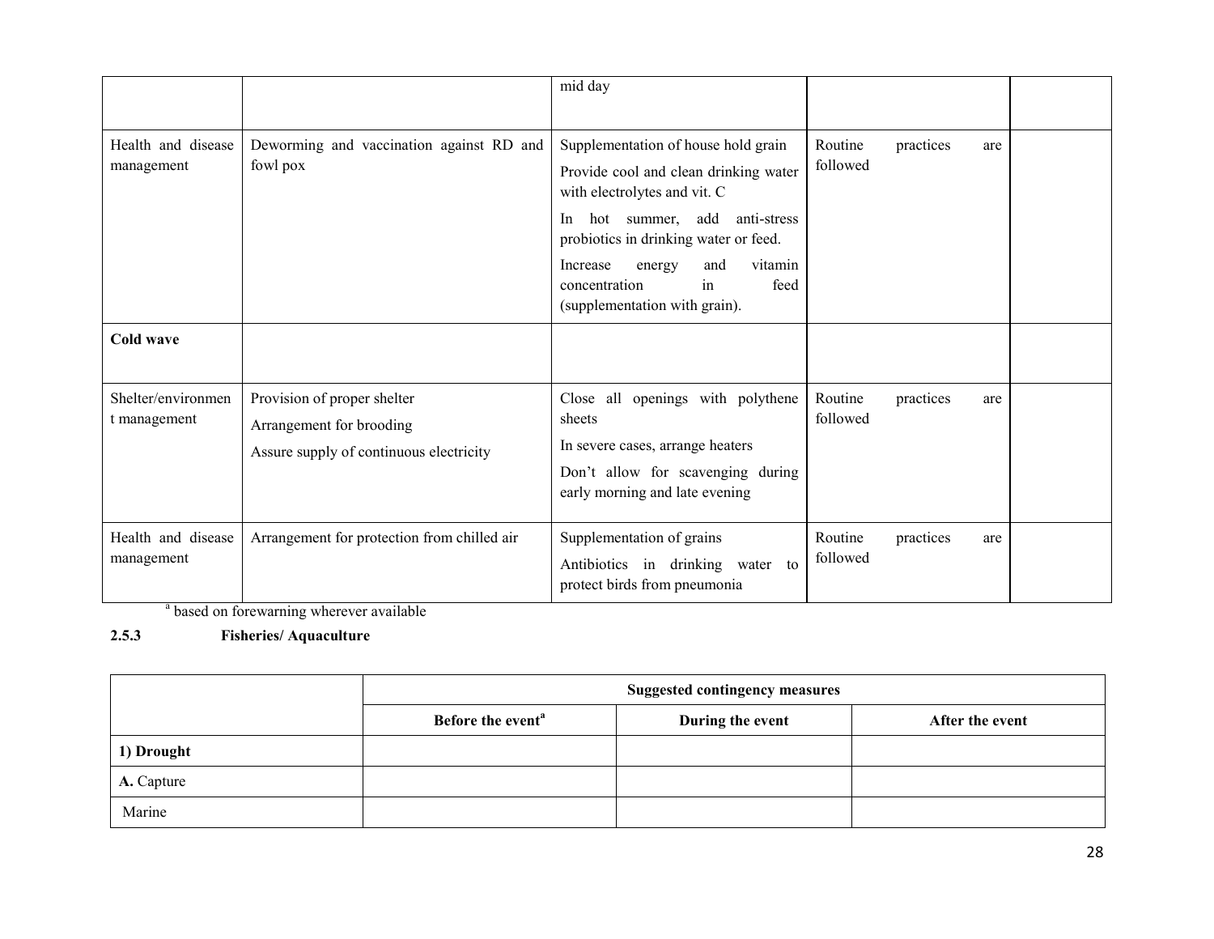|  |  | mid day |  |  |
|---|---|---|---|---|
| Health and disease management | Deworming and vaccination against RD and fowl pox | Supplementation of house hold grain<br>Provide cool and clean drinking water with electrolytes and vit. C<br>In hot summer, add anti-stress probiotics in drinking water or feed.<br>Increase energy and vitamin concentration in feed (supplementation with grain). | Routine practices are followed |  |
| **Cold wave** |  |  |  |  |
| Shelter/environment management | Provision of proper shelter<br>Arrangement for brooding<br>Assure supply of continuous electricity | Close all openings with polythene sheets<br>In severe cases, arrange heaters<br>Don't allow for scavenging during early morning and late evening | Routine practices are followed |  |
| Health and disease management | Arrangement for protection from chilled air | Supplementation of grains<br>Antibiotics in drinking water to protect birds from pneumonia | Routine practices are followed |  |

[a] based on forewarning wherever available

**2.5.3 Fisheries/ Aquaculture**

|  | Suggested contingency measures |  |  |
|---|---|---|---|
|  | **Before the event[a]** | **During the event** | **After the event** |
| **1) Drought** |  |  |  |
| **A.** Capture |  |  |  |
| Marine |  |  |  |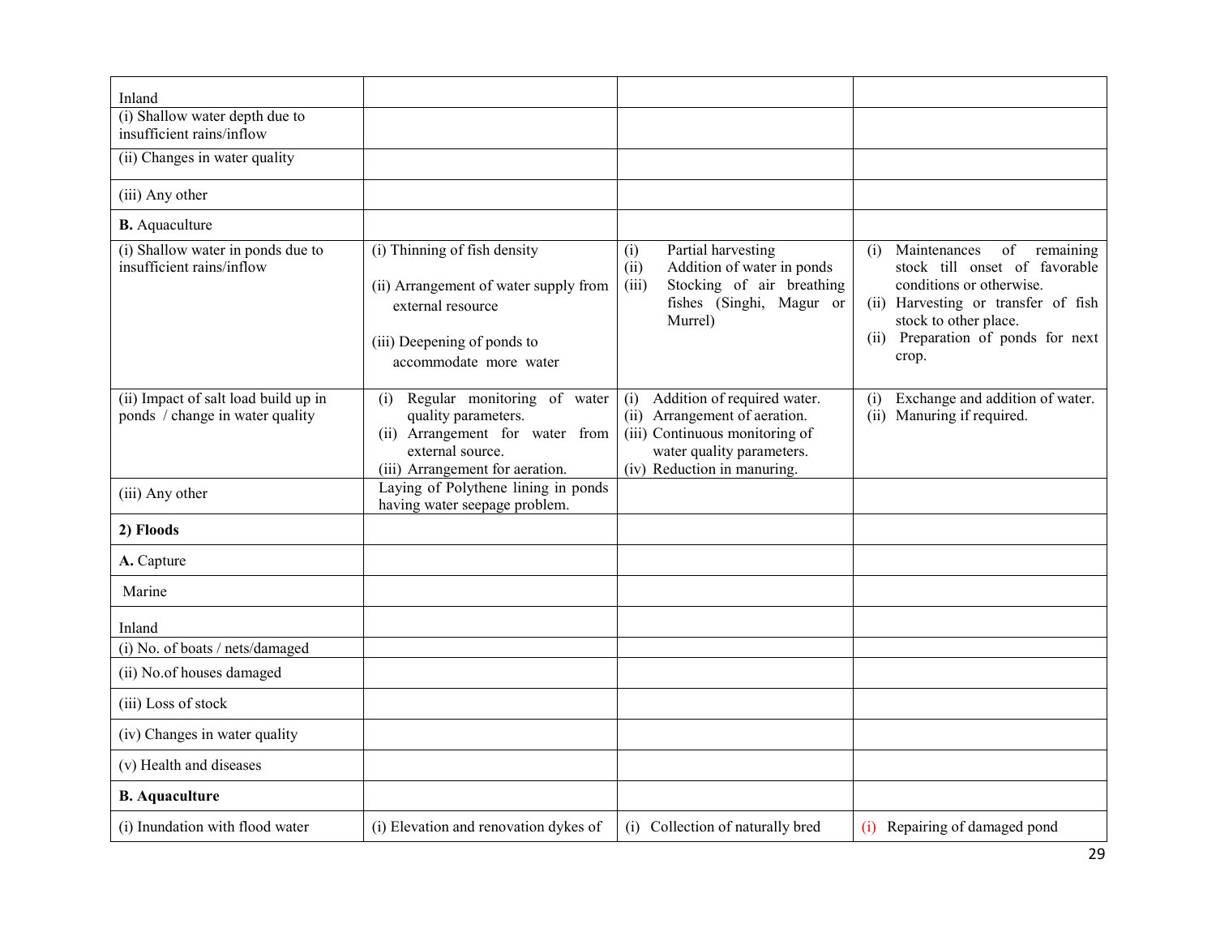| | | | |
|---|---|---|---|
| Inland | | | |
| (i) Shallow water depth due to insufficient rains/inflow | | | |
| (ii) Changes in water quality | | | |
| (iii) Any other | | | |
| **B.** Aquaculture | | | |
| (i) Shallow water in ponds due to insufficient rains/inflow | (i) Thinning of fish density<br><br>(ii) Arrangement of water supply from external resource<br><br>(iii) Deepening of ponds to accommodate more water | (i) Partial harvesting<br>(ii) Addition of water in ponds<br>(iii) Stocking of air breathing fishes (Singhi, Magur or Murrel) | (i) Maintenances of remaining stock till onset of favorable conditions or otherwise.<br>(ii) Harvesting or transfer of fish stock to other place.<br>(ii) Preparation of ponds for next crop. |
| (ii) Impact of salt load build up in ponds / change in water quality | (i) Regular monitoring of water quality parameters.<br>(ii) Arrangement for water from external source.<br>(iii) Arrangement for aeration. | (i) Addition of required water.<br>(ii) Arrangement of aeration.<br>(iii) Continuous monitoring of water quality parameters.<br>(iv) Reduction in manuring. | (i) Exchange and addition of water.<br>(ii) Manuring if required. |
| (iii) Any other | Laying of Polythene lining in ponds having water seepage problem. | | |
| **2) Floods** | | | |
| **A.** Capture | | | |
| Marine | | | |
| Inland | | | |
| (i) No. of boats / nets/damaged | | | |
| (ii) No.of houses damaged | | | |
| (iii) Loss of stock | | | |
| (iv) Changes in water quality | | | |
| (v) Health and diseases | | | |
| **B. Aquaculture** | | | |
| (i) Inundation with flood water | (i) Elevation and renovation dykes of | (i) Collection of naturally bred | (i) Repairing of damaged pond |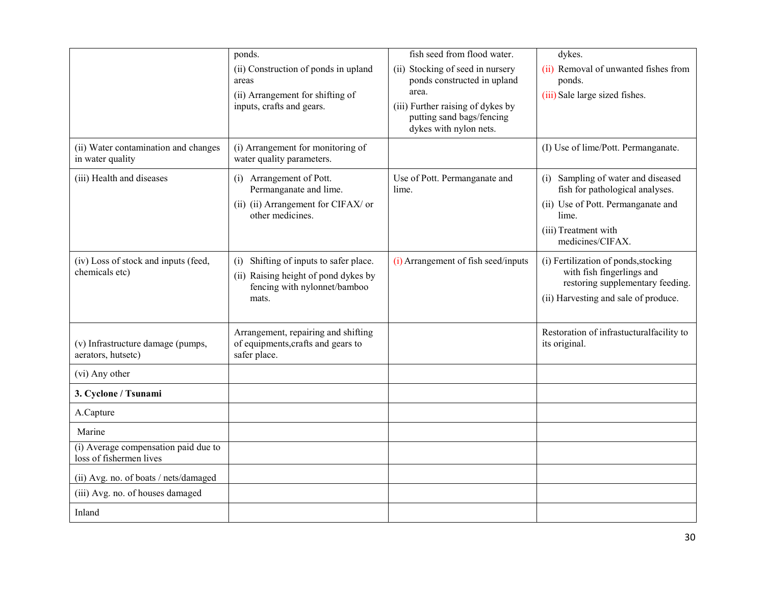| | | | |
|---|---|---|---|
| | ponds.<br>(ii) Construction of ponds in upland areas<br>(ii) Arrangement for shifting of inputs, crafts and gears. | fish seed from flood water.<br>(ii) Stocking of seed in nursery ponds constructed in upland area.<br>(iii) Further raising of dykes by putting sand bags/fencing dykes with nylon nets. | dykes.<br>(ii) Removal of unwanted fishes from ponds.<br>(iii) Sale large sized fishes. |
| (ii) Water contamination and changes in water quality | (i) Arrangement for monitoring of water quality parameters. | | (I) Use of lime/Pott. Permanganate. |
| (iii) Health and diseases | (i) Arrangement of Pott. Permanganate and lime.<br>(ii) (ii) Arrangement for CIFAX/ or other medicines. | Use of Pott. Permanganate and lime. | (i) Sampling of water and diseased fish for pathological analyses.<br>(ii) Use of Pott. Permanganate and lime.<br>(iii) Treatment with medicines/CIFAX. |
| (iv) Loss of stock and inputs (feed, chemicals etc) | (i) Shifting of inputs to safer place.<br>(ii) Raising height of pond dykes by fencing with nylonnet/bamboo mats. | (i) Arrangement of fish seed/inputs | (i) Fertilization of ponds,stocking with fish fingerlings and restoring supplementary feeding.<br>(ii) Harvesting and sale of produce. |
| (v) Infrastructure damage (pumps, aerators, hutsetc) | Arrangement, repairing and shifting of equipments,crafts and gears to safer place. | | Restoration of infrastucturalfacility to its original. |
| (vi) Any other | | | |
| **3. Cyclone / Tsunami** | | | |
| A.Capture | | | |
| Marine | | | |
| (i) Average compensation paid due to loss of fishermen lives | | | |
| (ii) Avg. no. of boats / nets/damaged | | | |
| (iii) Avg. no. of houses damaged | | | |
| Inland | | | |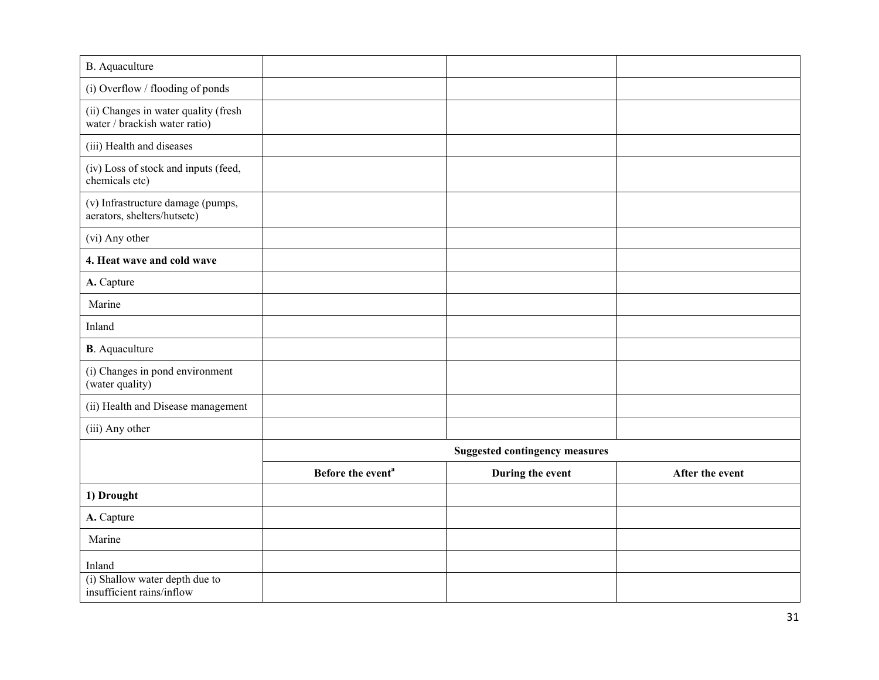| B. Aquaculture | | | |
|---|---|---|---|
| (i) Overflow / flooding of ponds | | | |
| (ii) Changes in water quality (fresh water / brackish water ratio) | | | |
| (iii) Health and diseases | | | |
| (iv) Loss of stock and inputs (feed, chemicals etc) | | | |
| (v) Infrastructure damage (pumps, aerators, shelters/hutsetc) | | | |
| (vi) Any other | | | |
| **4. Heat wave and cold wave** | | | |
| **A.** Capture | | | |
| Marine | | | |
| Inland | | | |
| **B**. Aquaculture | | | |
| (i) Changes in pond environment (water quality) | | | |
| (ii) Health and Disease management | | | |
| (iii) Any other | | | |
| | **Suggested contingency measures** | | |
| | **Before the event[a]** | **During the event** | **After the event** |
| **1) Drought** | | | |
| **A.** Capture | | | |
| Marine | | | |
| Inland | | | |
| (i) Shallow water depth due to insufficient rains/inflow | | | |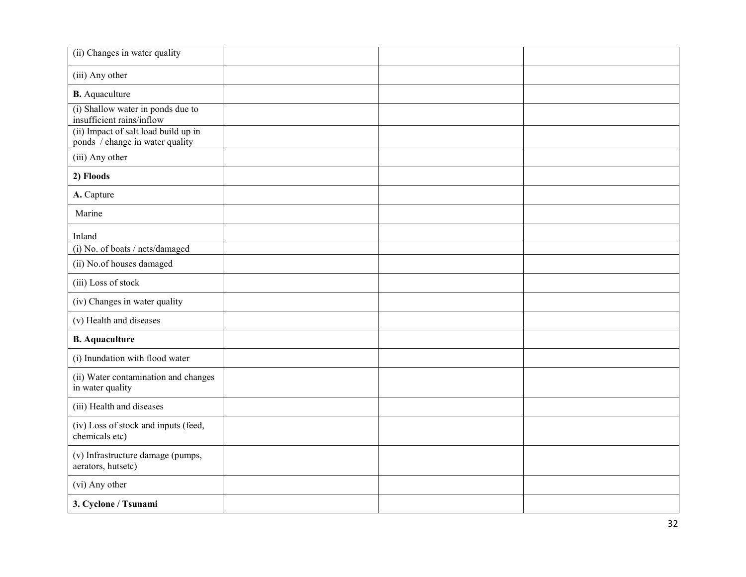| (ii) Changes in water quality | | | |
|---|---|---|---|
| (iii) Any other | | | |
| **B.** Aquaculture | | | |
| (i) Shallow water in ponds due to insufficient rains/inflow | | | |
| (ii) Impact of salt load build up in ponds / change in water quality | | | |
| (iii) Any other | | | |
| **2) Floods** | | | |
| **A.** Capture | | | |
| Marine | | | |
| Inland | | | |
| (i) No. of boats / nets/damaged | | | |
| (ii) No.of houses damaged | | | |
| (iii) Loss of stock | | | |
| (iv) Changes in water quality | | | |
| (v) Health and diseases | | | |
| **B. Aquaculture** | | | |
| (i) Inundation with flood water | | | |
| (ii) Water contamination and changes in water quality | | | |
| (iii) Health and diseases | | | |
| (iv) Loss of stock and inputs (feed, chemicals etc) | | | |
| (v) Infrastructure damage (pumps, aerators, hutsetc) | | | |
| (vi) Any other | | | |
| **3. Cyclone / Tsunami** | | | |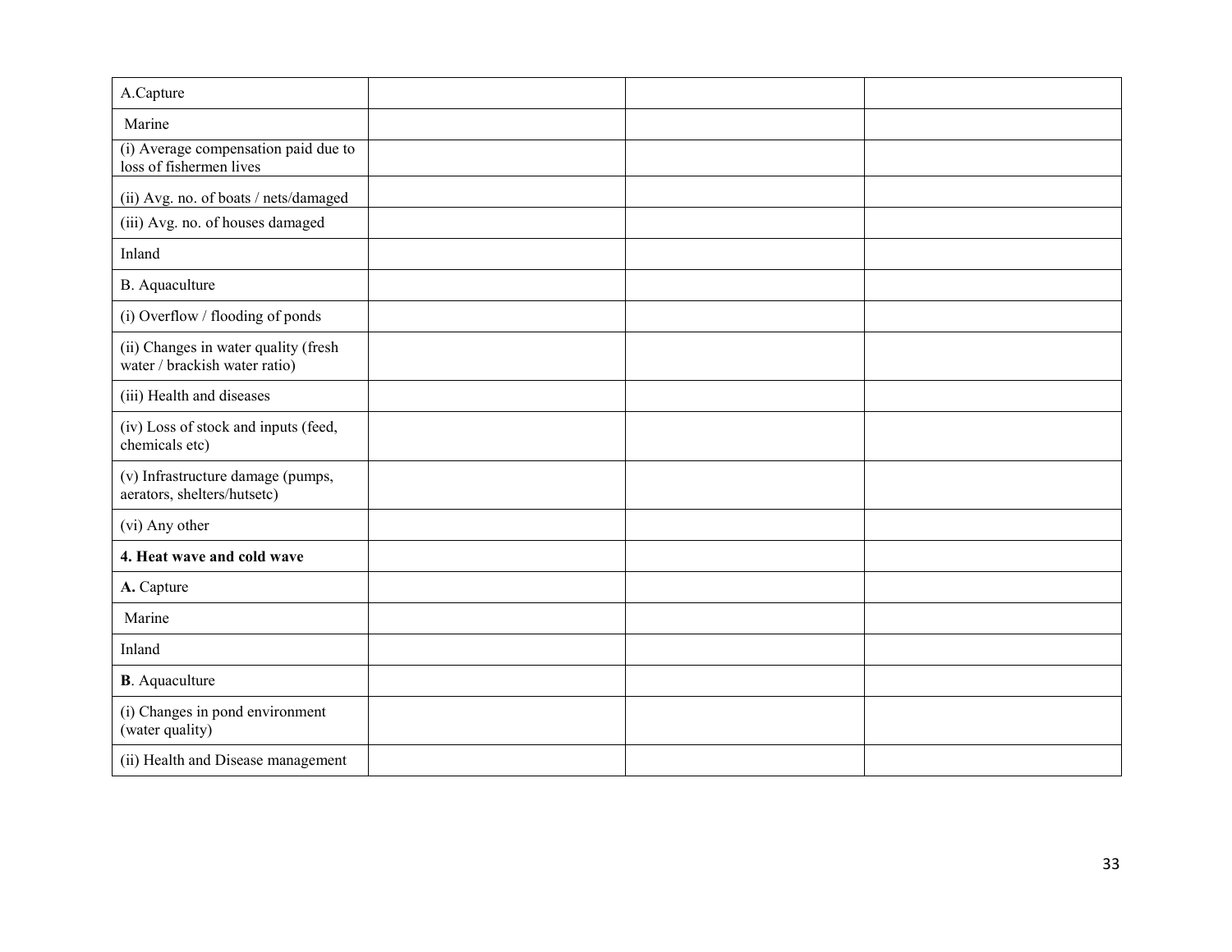| | | | |
|---|---|---|---|
| A.Capture | | | |
| Marine | | | |
| (i) Average compensation paid due to loss of fishermen lives | | | |
| (ii) Avg. no. of boats / nets/damaged | | | |
| (iii) Avg. no. of houses damaged | | | |
| Inland | | | |
| B. Aquaculture | | | |
| (i) Overflow / flooding of ponds | | | |
| (ii) Changes in water quality (fresh water / brackish water ratio) | | | |
| (iii) Health and diseases | | | |
| (iv) Loss of stock and inputs (feed, chemicals etc) | | | |
| (v) Infrastructure damage (pumps, aerators, shelters/hutsetc) | | | |
| (vi) Any other | | | |
| **4. Heat wave and cold wave** | | | |
| **A.** Capture | | | |
| Marine | | | |
| Inland | | | |
| **B**. Aquaculture | | | |
| (i) Changes in pond environment (water quality) | | | |
| (ii) Health and Disease management | | | |